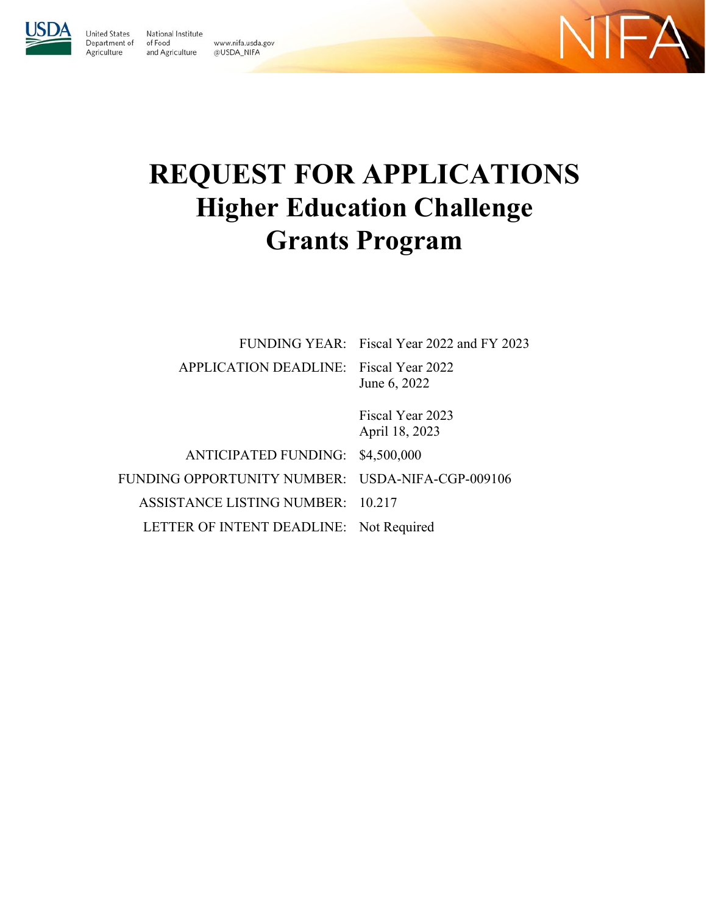United States Department of Agriculture

National Institute of Food and Agriculture

www.nifa.usda.gov
@USDA_NIFA

NIFA

# REQUEST FOR APPLICATIONS
## Higher Education Challenge Grants Program

| | |
|---|---|
| FUNDING YEAR: | Fiscal Year 2022 and FY 2023 |
| APPLICATION DEADLINE: | Fiscal Year 2022<br>June 6, 2022<br><br>Fiscal Year 2023<br>April 18, 2023 |
| ANTICIPATED FUNDING: | $4,500,000 |
| FUNDING OPPORTUNITY NUMBER: | USDA-NIFA-CGP-009106 |
| ASSISTANCE LISTING NUMBER: | 10.217 |
| LETTER OF INTENT DEADLINE: | Not Required |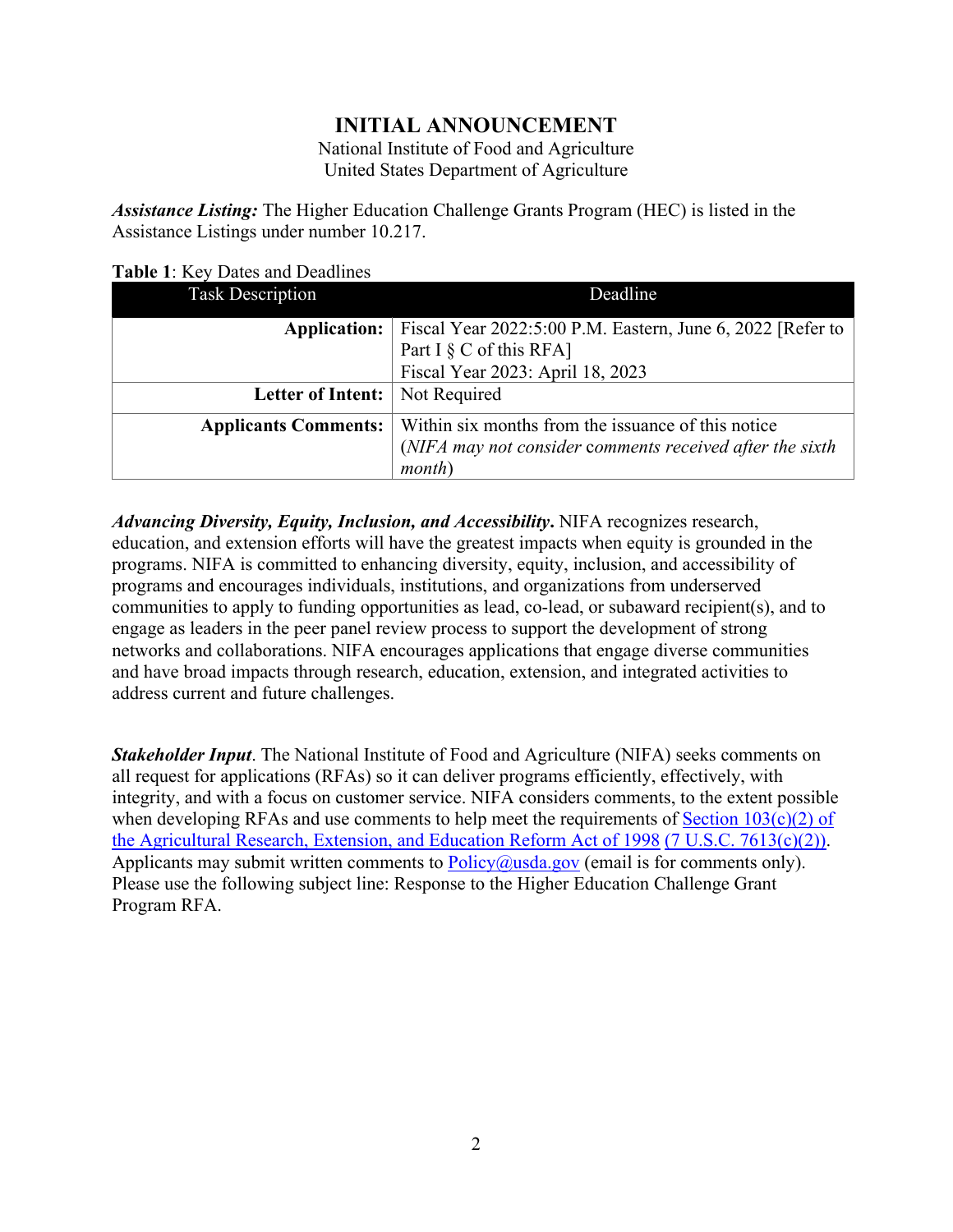# INITIAL ANNOUNCEMENT

National Institute of Food and Agriculture
United States Department of Agriculture

***Assistance Listing:*** The Higher Education Challenge Grants Program (HEC) is listed in the Assistance Listings under number 10.217.

**Table 1**: Key Dates and Deadlines

| Task Description | Deadline |
|---|---|
| **Application:** | Fiscal Year 2022:5:00 P.M. Eastern, June 6, 2022 [Refer to Part I § C of this RFA]<br>Fiscal Year 2023: April 18, 2023 |
| **Letter of Intent:** | Not Required |
| **Applicants Comments:** | Within six months from the issuance of this notice (*NIFA may not consider comments received after the sixth month*) |

***Advancing Diversity, Equity, Inclusion, and Accessibility*.** NIFA recognizes research, education, and extension efforts will have the greatest impacts when equity is grounded in the programs. NIFA is committed to enhancing diversity, equity, inclusion, and accessibility of programs and encourages individuals, institutions, and organizations from underserved communities to apply to funding opportunities as lead, co-lead, or subaward recipient(s), and to engage as leaders in the peer panel review process to support the development of strong networks and collaborations. NIFA encourages applications that engage diverse communities and have broad impacts through research, education, extension, and integrated activities to address current and future challenges.

***Stakeholder Input***. The National Institute of Food and Agriculture (NIFA) seeks comments on all request for applications (RFAs) so it can deliver programs efficiently, effectively, with integrity, and with a focus on customer service. NIFA considers comments, to the extent possible when developing RFAs and use comments to help meet the requirements of Section 103(c)(2) of the Agricultural Research, Extension, and Education Reform Act of 1998 (7 U.S.C. 7613(c)(2)). Applicants may submit written comments to Policy@usda.gov (email is for comments only). Please use the following subject line: Response to the Higher Education Challenge Grant Program RFA.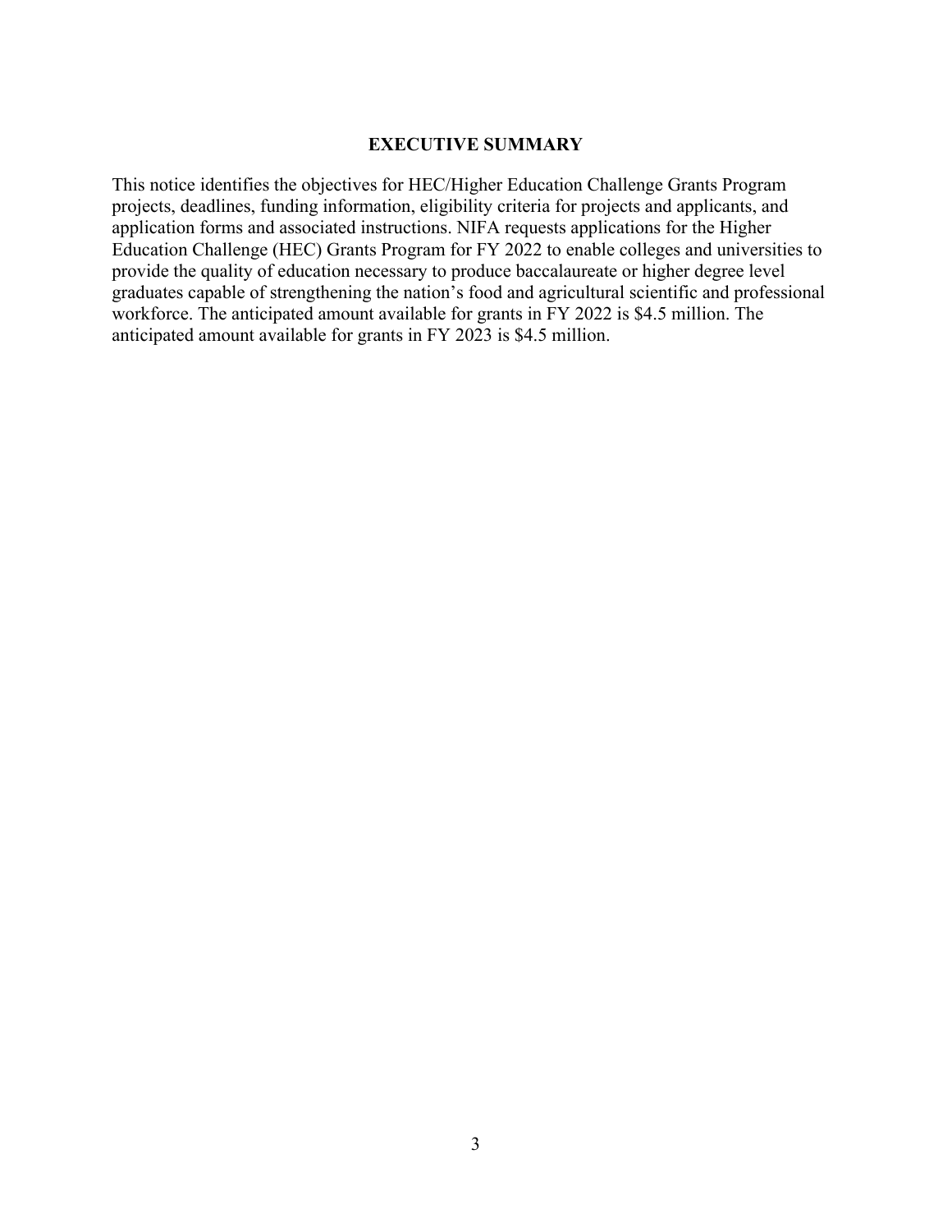# EXECUTIVE SUMMARY

This notice identifies the objectives for HEC/Higher Education Challenge Grants Program projects, deadlines, funding information, eligibility criteria for projects and applicants, and application forms and associated instructions. NIFA requests applications for the Higher Education Challenge (HEC) Grants Program for FY 2022 to enable colleges and universities to provide the quality of education necessary to produce baccalaureate or higher degree level graduates capable of strengthening the nation's food and agricultural scientific and professional workforce. The anticipated amount available for grants in FY 2022 is $4.5 million. The anticipated amount available for grants in FY 2023 is $4.5 million.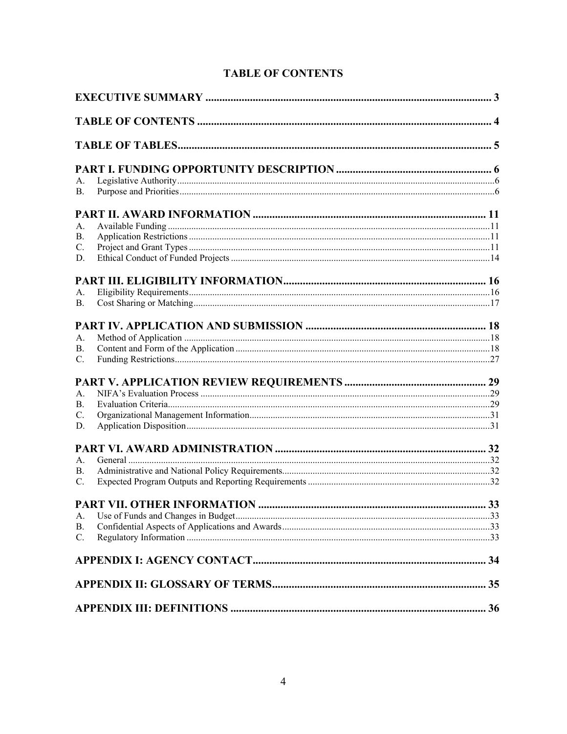# TABLE OF CONTENTS

**EXECUTIVE SUMMARY** ..... 3

**TABLE OF CONTENTS** ..... 4

**TABLE OF TABLES** ..... 5

**PART I. FUNDING OPPORTUNITY DESCRIPTION** ..... 6

- A. Legislative Authority ..... 6
- B. Purpose and Priorities ..... 6

**PART II. AWARD INFORMATION** ..... 11

- A. Available Funding ..... 11
- B. Application Restrictions ..... 11
- C. Project and Grant Types ..... 11
- D. Ethical Conduct of Funded Projects ..... 14

**PART III. ELIGIBILITY INFORMATION** ..... 16

- A. Eligibility Requirements ..... 16
- B. Cost Sharing or Matching ..... 17

**PART IV. APPLICATION AND SUBMISSION** ..... 18

- A. Method of Application ..... 18
- B. Content and Form of the Application ..... 18
- C. Funding Restrictions ..... 27

**PART V. APPLICATION REVIEW REQUIREMENTS** ..... 29

- A. NIFA's Evaluation Process ..... 29
- B. Evaluation Criteria ..... 29
- C. Organizational Management Information ..... 31
- D. Application Disposition ..... 31

**PART VI. AWARD ADMINISTRATION** ..... 32

- A. General ..... 32
- B. Administrative and National Policy Requirements ..... 32
- C. Expected Program Outputs and Reporting Requirements ..... 32

**PART VII. OTHER INFORMATION** ..... 33

- A. Use of Funds and Changes in Budget ..... 33
- B. Confidential Aspects of Applications and Awards ..... 33
- C. Regulatory Information ..... 33

**APPENDIX I: AGENCY CONTACT** ..... 34

**APPENDIX II: GLOSSARY OF TERMS** ..... 35

**APPENDIX III: DEFINITIONS** ..... 36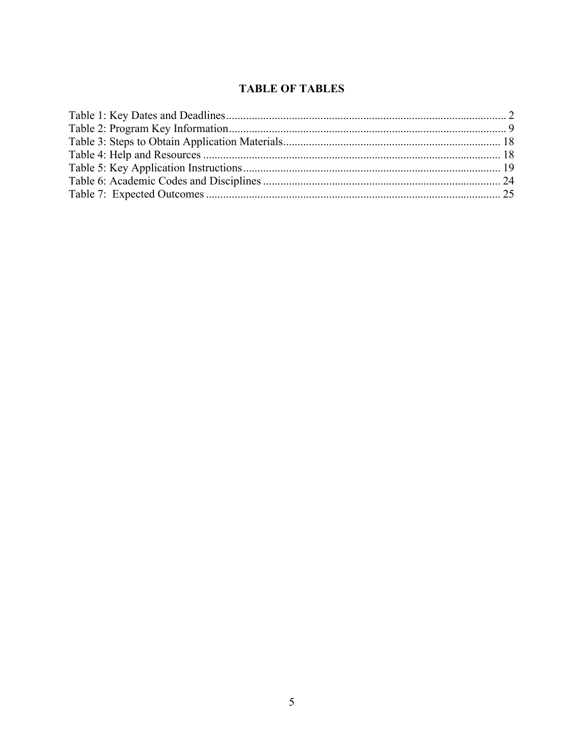# TABLE OF TABLES

Table 1: Key Dates and Deadlines .................................................................................................. 2
Table 2: Program Key Information ................................................................................................. 9
Table 3: Steps to Obtain Application Materials ............................................................................ 18
Table 4: Help and Resources ........................................................................................................ 18
Table 5: Key Application Instructions .......................................................................................... 19
Table 6: Academic Codes and Disciplines ................................................................................... 24
Table 7: Expected Outcomes ....................................................................................................... 25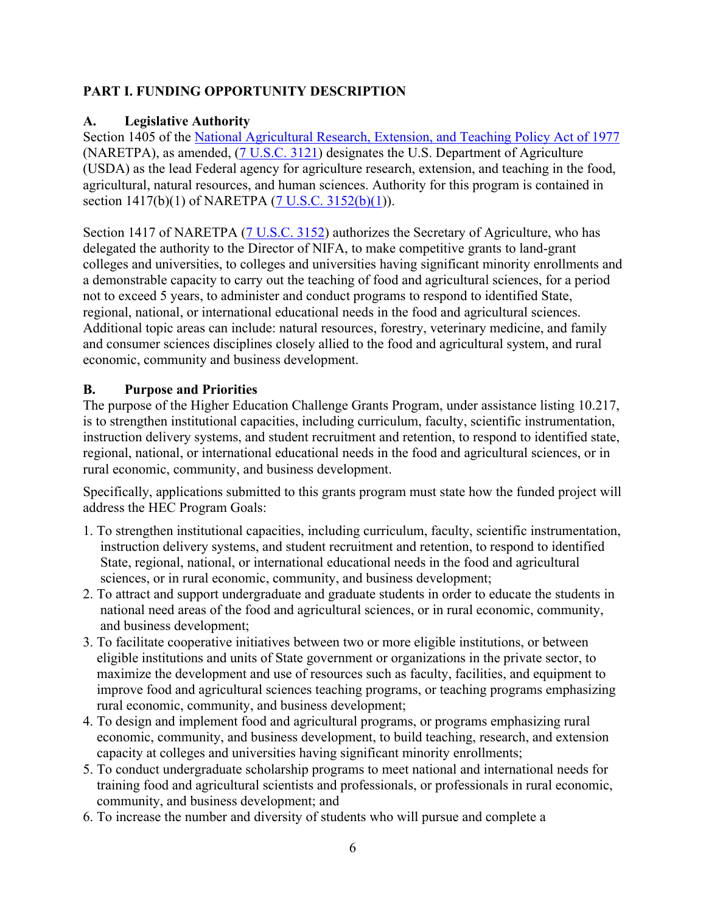## PART I. FUNDING OPPORTUNITY DESCRIPTION

### A. Legislative Authority

Section 1405 of the [National Agricultural Research, Extension, and Teaching Policy Act of 1977](https://www.govinfo.gov/content/pkg/COMPS-10396/pdf/COMPS-10396.pdf) (NARETPA), as amended, ([7 U.S.C. 3121](https://uscode.house.gov/view.xhtml?req=granuleid:USC-prelim-title7-section3121&num=0&edition=prelim)) designates the U.S. Department of Agriculture (USDA) as the lead Federal agency for agriculture research, extension, and teaching in the food, agricultural, natural resources, and human sciences. Authority for this program is contained in section 1417(b)(1) of NARETPA ([7 U.S.C. 3152(b)(1)](https://uscode.house.gov/view.xhtml?req=granuleid:USC-prelim-title7-section3152&num=0&edition=prelim)).

Section 1417 of NARETPA ([7 U.S.C. 3152](https://uscode.house.gov/view.xhtml?req=granuleid:USC-prelim-title7-section3152&num=0&edition=prelim)) authorizes the Secretary of Agriculture, who has delegated the authority to the Director of NIFA, to make competitive grants to land-grant colleges and universities, to colleges and universities having significant minority enrollments and a demonstrable capacity to carry out the teaching of food and agricultural sciences, for a period not to exceed 5 years, to administer and conduct programs to respond to identified State, regional, national, or international educational needs in the food and agricultural sciences. Additional topic areas can include: natural resources, forestry, veterinary medicine, and family and consumer sciences disciplines closely allied to the food and agricultural system, and rural economic, community and business development.

### B. Purpose and Priorities

The purpose of the Higher Education Challenge Grants Program, under assistance listing 10.217, is to strengthen institutional capacities, including curriculum, faculty, scientific instrumentation, instruction delivery systems, and student recruitment and retention, to respond to identified state, regional, national, or international educational needs in the food and agricultural sciences, or in rural economic, community, and business development.

Specifically, applications submitted to this grants program must state how the funded project will address the HEC Program Goals:

1. To strengthen institutional capacities, including curriculum, faculty, scientific instrumentation, instruction delivery systems, and student recruitment and retention, to respond to identified State, regional, national, or international educational needs in the food and agricultural sciences, or in rural economic, community, and business development;
2. To attract and support undergraduate and graduate students in order to educate the students in national need areas of the food and agricultural sciences, or in rural economic, community, and business development;
3. To facilitate cooperative initiatives between two or more eligible institutions, or between eligible institutions and units of State government or organizations in the private sector, to maximize the development and use of resources such as faculty, facilities, and equipment to improve food and agricultural sciences teaching programs, or teaching programs emphasizing rural economic, community, and business development;
4. To design and implement food and agricultural programs, or programs emphasizing rural economic, community, and business development, to build teaching, research, and extension capacity at colleges and universities having significant minority enrollments;
5. To conduct undergraduate scholarship programs to meet national and international needs for training food and agricultural scientists and professionals, or professionals in rural economic, community, and business development; and
6. To increase the number and diversity of students who will pursue and complete a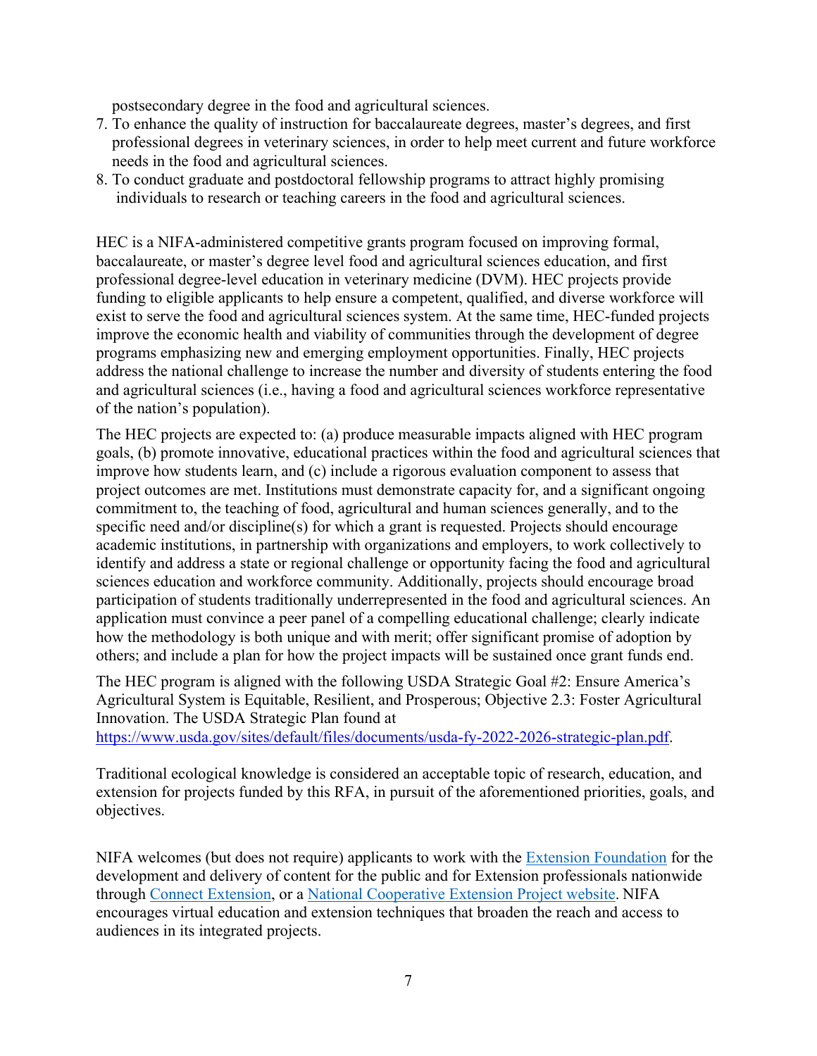postsecondary degree in the food and agricultural sciences.

7. To enhance the quality of instruction for baccalaureate degrees, master's degrees, and first professional degrees in veterinary sciences, in order to help meet current and future workforce needs in the food and agricultural sciences.
8. To conduct graduate and postdoctoral fellowship programs to attract highly promising individuals to research or teaching careers in the food and agricultural sciences.

HEC is a NIFA-administered competitive grants program focused on improving formal, baccalaureate, or master's degree level food and agricultural sciences education, and first professional degree-level education in veterinary medicine (DVM). HEC projects provide funding to eligible applicants to help ensure a competent, qualified, and diverse workforce will exist to serve the food and agricultural sciences system. At the same time, HEC-funded projects improve the economic health and viability of communities through the development of degree programs emphasizing new and emerging employment opportunities. Finally, HEC projects address the national challenge to increase the number and diversity of students entering the food and agricultural sciences (i.e., having a food and agricultural sciences workforce representative of the nation's population).

The HEC projects are expected to: (a) produce measurable impacts aligned with HEC program goals, (b) promote innovative, educational practices within the food and agricultural sciences that improve how students learn, and (c) include a rigorous evaluation component to assess that project outcomes are met. Institutions must demonstrate capacity for, and a significant ongoing commitment to, the teaching of food, agricultural and human sciences generally, and to the specific need and/or discipline(s) for which a grant is requested. Projects should encourage academic institutions, in partnership with organizations and employers, to work collectively to identify and address a state or regional challenge or opportunity facing the food and agricultural sciences education and workforce community. Additionally, projects should encourage broad participation of students traditionally underrepresented in the food and agricultural sciences. An application must convince a peer panel of a compelling educational challenge; clearly indicate how the methodology is both unique and with merit; offer significant promise of adoption by others; and include a plan for how the project impacts will be sustained once grant funds end.

The HEC program is aligned with the following USDA Strategic Goal #2: Ensure America's Agricultural System is Equitable, Resilient, and Prosperous; Objective 2.3: Foster Agricultural Innovation. The USDA Strategic Plan found at https://www.usda.gov/sites/default/files/documents/usda-fy-2022-2026-strategic-plan.pdf.

Traditional ecological knowledge is considered an acceptable topic of research, education, and extension for projects funded by this RFA, in pursuit of the aforementioned priorities, goals, and objectives.

NIFA welcomes (but does not require) applicants to work with the Extension Foundation for the development and delivery of content for the public and for Extension professionals nationwide through Connect Extension, or a National Cooperative Extension Project website. NIFA encourages virtual education and extension techniques that broaden the reach and access to audiences in its integrated projects.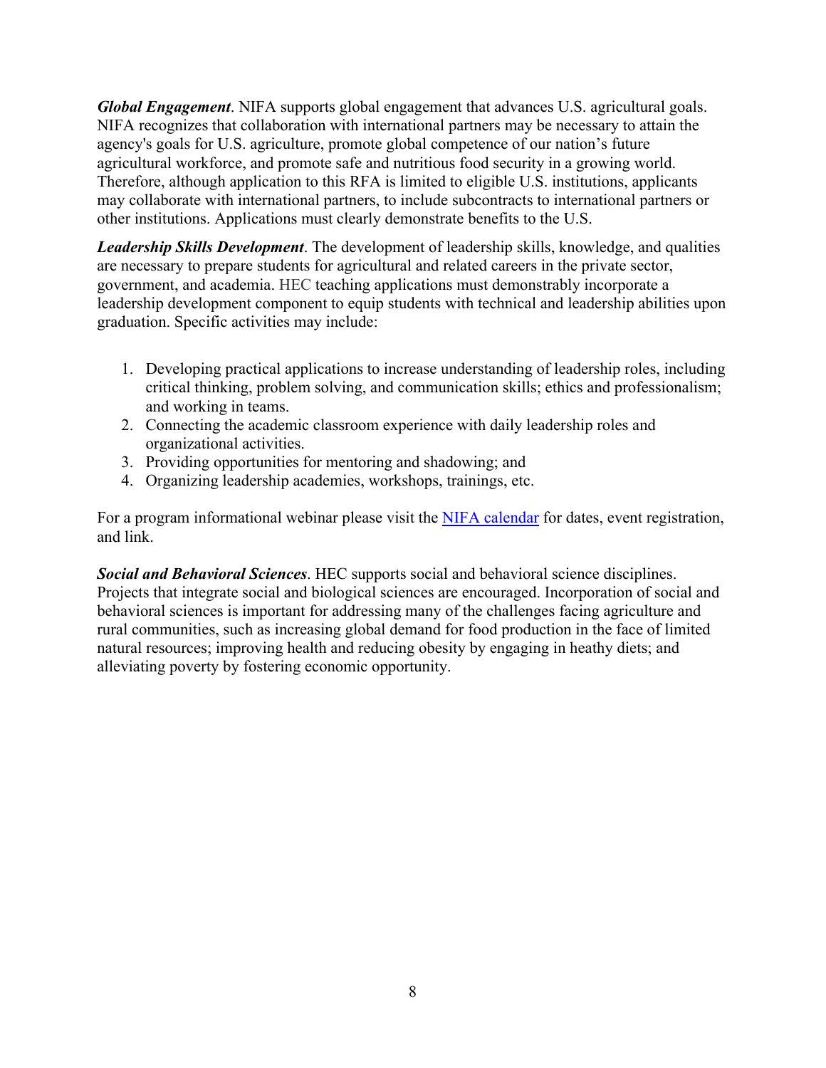***Global Engagement***. NIFA supports global engagement that advances U.S. agricultural goals. NIFA recognizes that collaboration with international partners may be necessary to attain the agency's goals for U.S. agriculture, promote global competence of our nation's future agricultural workforce, and promote safe and nutritious food security in a growing world. Therefore, although application to this RFA is limited to eligible U.S. institutions, applicants may collaborate with international partners, to include subcontracts to international partners or other institutions. Applications must clearly demonstrate benefits to the U.S.

***Leadership Skills Development***. The development of leadership skills, knowledge, and qualities are necessary to prepare students for agricultural and related careers in the private sector, government, and academia. HEC teaching applications must demonstrably incorporate a leadership development component to equip students with technical and leadership abilities upon graduation. Specific activities may include:

1. Developing practical applications to increase understanding of leadership roles, including critical thinking, problem solving, and communication skills; ethics and professionalism; and working in teams.
2. Connecting the academic classroom experience with daily leadership roles and organizational activities.
3. Providing opportunities for mentoring and shadowing; and
4. Organizing leadership academies, workshops, trainings, etc.

For a program informational webinar please visit the [NIFA calendar] for dates, event registration, and link.

***Social and Behavioral Sciences***. HEC supports social and behavioral science disciplines. Projects that integrate social and biological sciences are encouraged. Incorporation of social and behavioral sciences is important for addressing many of the challenges facing agriculture and rural communities, such as increasing global demand for food production in the face of limited natural resources; improving health and reducing obesity by engaging in heathy diets; and alleviating poverty by fostering economic opportunity.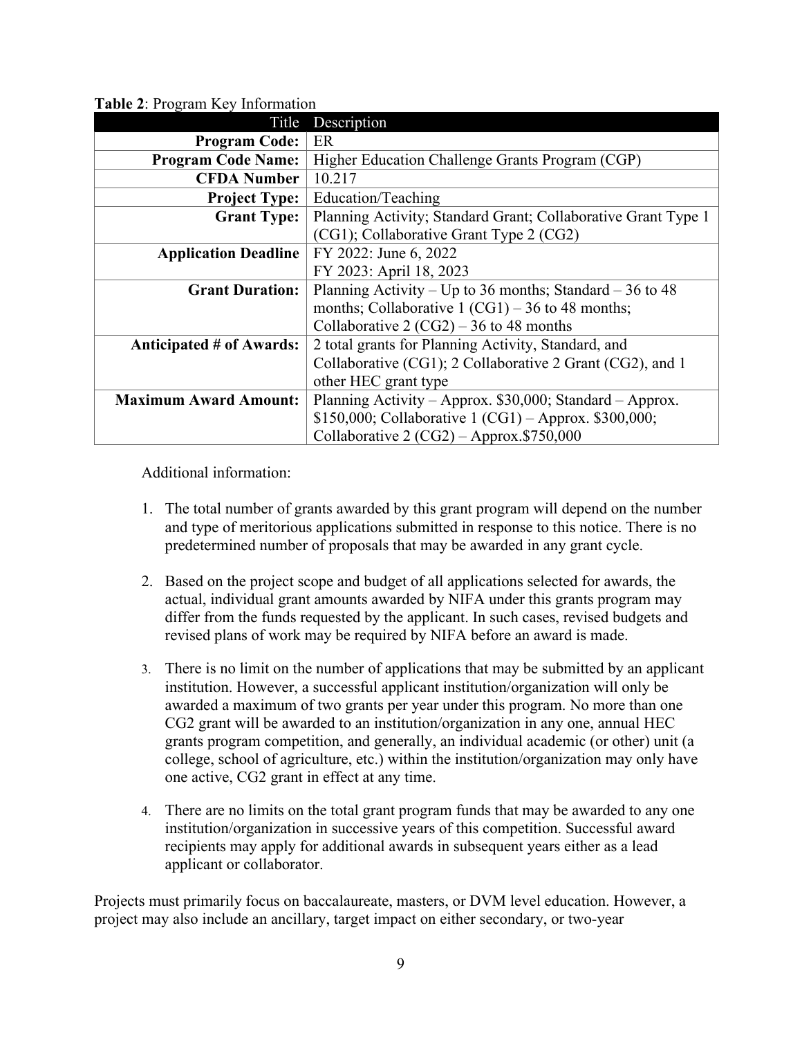**Table 2**: Program Key Information

| Title | Description |
| ---: | --- |
| **Program Code:** | ER |
| **Program Code Name:** | Higher Education Challenge Grants Program (CGP) |
| **CFDA Number** | 10.217 |
| **Project Type:** | Education/Teaching |
| **Grant Type:** | Planning Activity; Standard Grant; Collaborative Grant Type 1 (CG1); Collaborative Grant Type 2 (CG2) |
| **Application Deadline** | FY 2022: June 6, 2022<br>FY 2023: April 18, 2023 |
| **Grant Duration:** | Planning Activity – Up to 36 months; Standard – 36 to 48 months; Collaborative 1 (CG1) – 36 to 48 months; Collaborative 2 (CG2) – 36 to 48 months |
| **Anticipated # of Awards:** | 2 total grants for Planning Activity, Standard, and Collaborative (CG1); 2 Collaborative 2 Grant (CG2), and 1 other HEC grant type |
| **Maximum Award Amount:** | Planning Activity – Approx. $30,000; Standard – Approx. $150,000; Collaborative 1 (CG1) – Approx. $300,000; Collaborative 2 (CG2) – Approx.$750,000 |

Additional information:

1. The total number of grants awarded by this grant program will depend on the number and type of meritorious applications submitted in response to this notice. There is no predetermined number of proposals that may be awarded in any grant cycle.

2. Based on the project scope and budget of all applications selected for awards, the actual, individual grant amounts awarded by NIFA under this grants program may differ from the funds requested by the applicant. In such cases, revised budgets and revised plans of work may be required by NIFA before an award is made.

3. There is no limit on the number of applications that may be submitted by an applicant institution. However, a successful applicant institution/organization will only be awarded a maximum of two grants per year under this program. No more than one CG2 grant will be awarded to an institution/organization in any one, annual HEC grants program competition, and generally, an individual academic (or other) unit (a college, school of agriculture, etc.) within the institution/organization may only have one active, CG2 grant in effect at any time.

4. There are no limits on the total grant program funds that may be awarded to any one institution/organization in successive years of this competition. Successful award recipients may apply for additional awards in subsequent years either as a lead applicant or collaborator.

Projects must primarily focus on baccalaureate, masters, or DVM level education. However, a project may also include an ancillary, target impact on either secondary, or two-year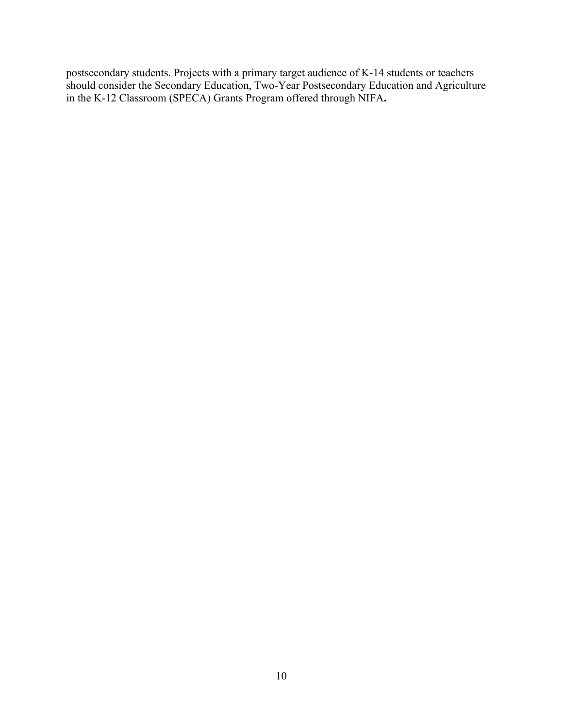postsecondary students. Projects with a primary target audience of K-14 students or teachers should consider the Secondary Education, Two-Year Postsecondary Education and Agriculture in the K-12 Classroom (SPECA) Grants Program offered through NIFA**.**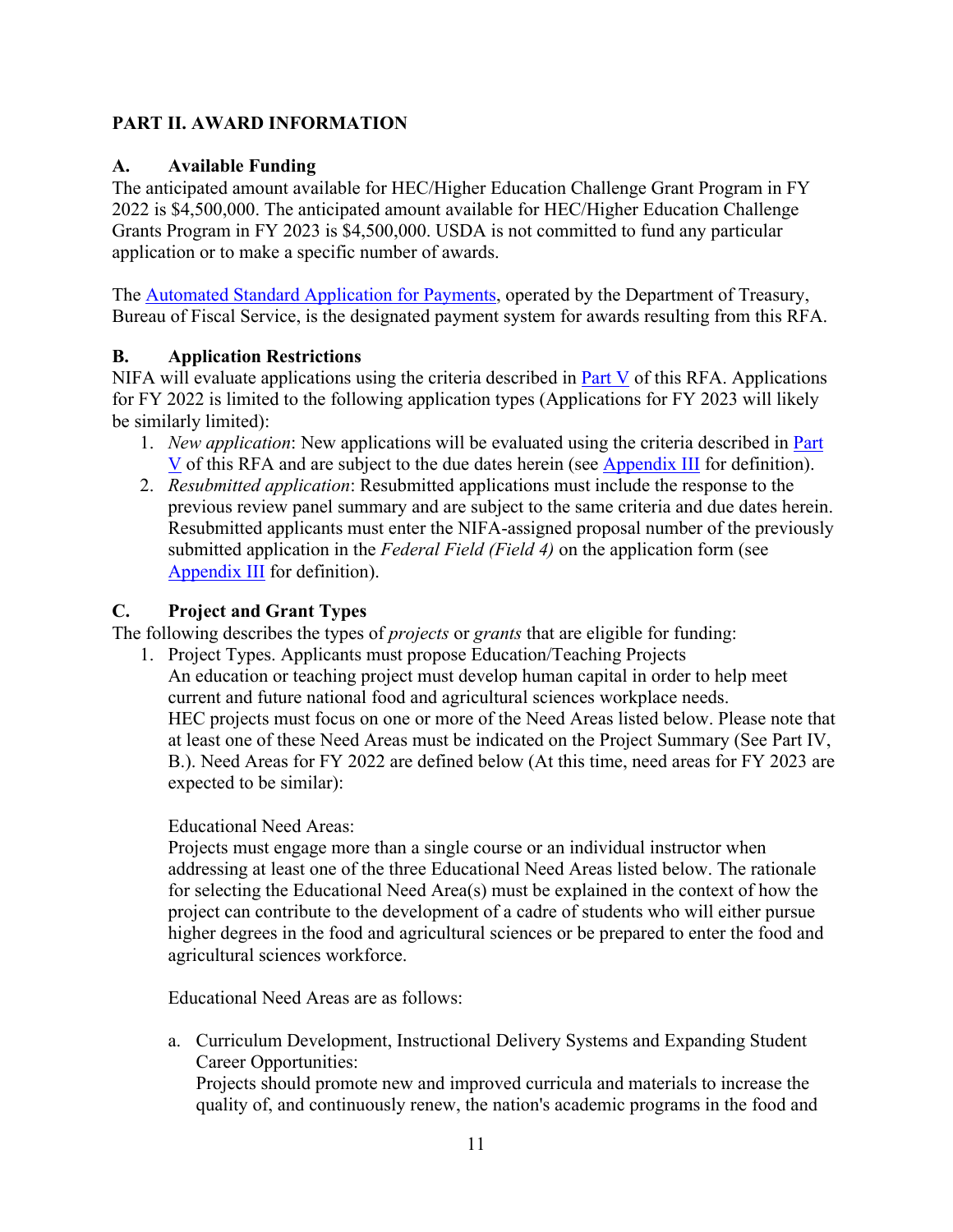## PART II. AWARD INFORMATION

### A. Available Funding

The anticipated amount available for HEC/Higher Education Challenge Grant Program in FY 2022 is $4,500,000. The anticipated amount available for HEC/Higher Education Challenge Grants Program in FY 2023 is $4,500,000. USDA is not committed to fund any particular application or to make a specific number of awards.

The Automated Standard Application for Payments, operated by the Department of Treasury, Bureau of Fiscal Service, is the designated payment system for awards resulting from this RFA.

### B. Application Restrictions

NIFA will evaluate applications using the criteria described in Part V of this RFA. Applications for FY 2022 is limited to the following application types (Applications for FY 2023 will likely be similarly limited):

1. *New application*: New applications will be evaluated using the criteria described in Part V of this RFA and are subject to the due dates herein (see Appendix III for definition).
2. *Resubmitted application*: Resubmitted applications must include the response to the previous review panel summary and are subject to the same criteria and due dates herein. Resubmitted applicants must enter the NIFA-assigned proposal number of the previously submitted application in the *Federal Field (Field 4)* on the application form (see Appendix III for definition).

### C. Project and Grant Types

The following describes the types of *projects* or *grants* that are eligible for funding:

1. Project Types. Applicants must propose Education/Teaching Projects
   An education or teaching project must develop human capital in order to help meet current and future national food and agricultural sciences workplace needs.
   HEC projects must focus on one or more of the Need Areas listed below. Please note that at least one of these Need Areas must be indicated on the Project Summary (See Part IV, B.). Need Areas for FY 2022 are defined below (At this time, need areas for FY 2023 are expected to be similar):

   Educational Need Areas:
   Projects must engage more than a single course or an individual instructor when addressing at least one of the three Educational Need Areas listed below. The rationale for selecting the Educational Need Area(s) must be explained in the context of how the project can contribute to the development of a cadre of students who will either pursue higher degrees in the food and agricultural sciences or be prepared to enter the food and agricultural sciences workforce.

   Educational Need Areas are as follows:

   a. Curriculum Development, Instructional Delivery Systems and Expanding Student Career Opportunities:
      Projects should promote new and improved curricula and materials to increase the quality of, and continuously renew, the nation's academic programs in the food and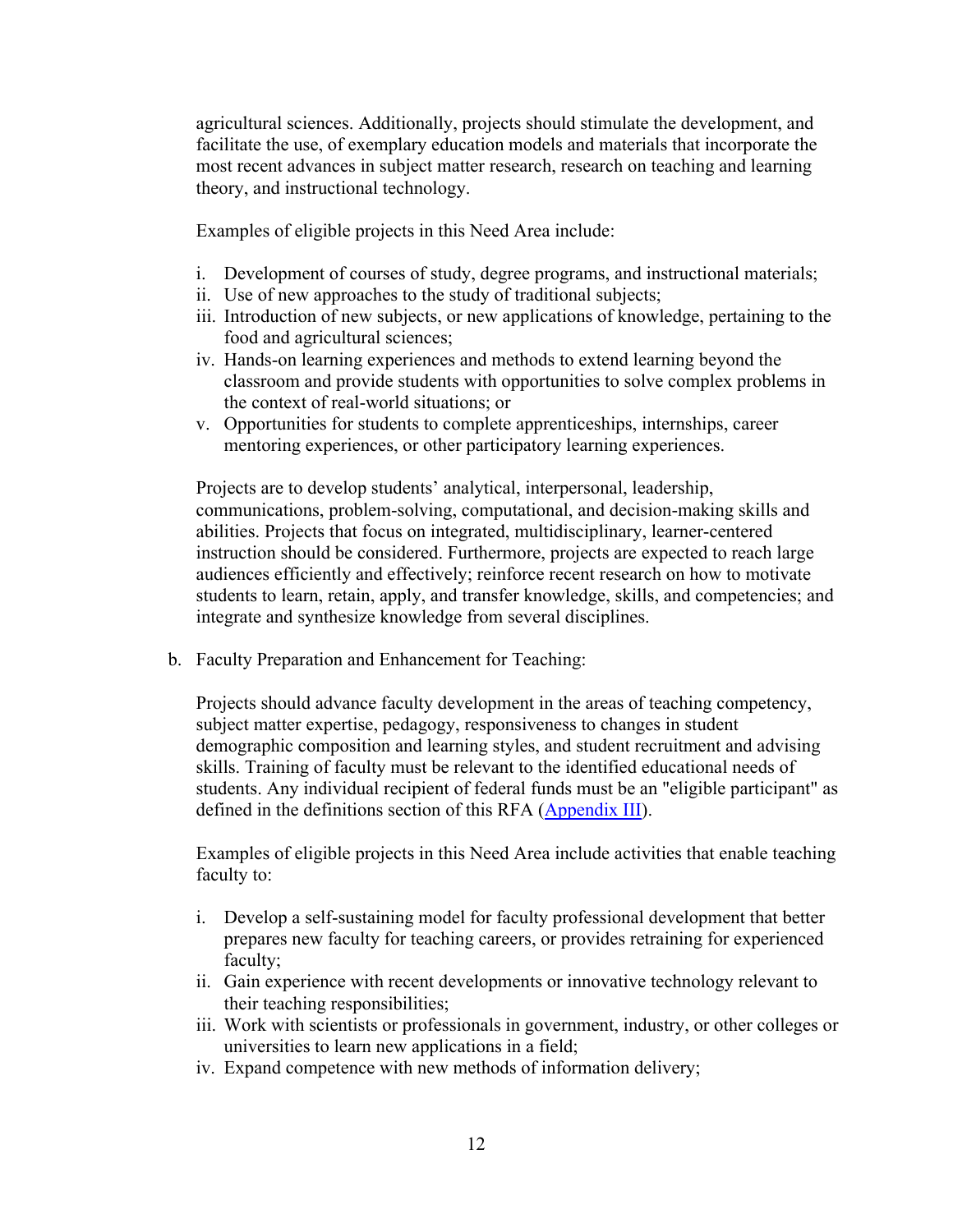agricultural sciences. Additionally, projects should stimulate the development, and facilitate the use, of exemplary education models and materials that incorporate the most recent advances in subject matter research, research on teaching and learning theory, and instructional technology.

Examples of eligible projects in this Need Area include:

i. Development of courses of study, degree programs, and instructional materials;
ii. Use of new approaches to the study of traditional subjects;
iii. Introduction of new subjects, or new applications of knowledge, pertaining to the food and agricultural sciences;
iv. Hands-on learning experiences and methods to extend learning beyond the classroom and provide students with opportunities to solve complex problems in the context of real-world situations; or
v. Opportunities for students to complete apprenticeships, internships, career mentoring experiences, or other participatory learning experiences.

Projects are to develop students' analytical, interpersonal, leadership, communications, problem-solving, computational, and decision-making skills and abilities. Projects that focus on integrated, multidisciplinary, learner-centered instruction should be considered. Furthermore, projects are expected to reach large audiences efficiently and effectively; reinforce recent research on how to motivate students to learn, retain, apply, and transfer knowledge, skills, and competencies; and integrate and synthesize knowledge from several disciplines.

b. Faculty Preparation and Enhancement for Teaching:

Projects should advance faculty development in the areas of teaching competency, subject matter expertise, pedagogy, responsiveness to changes in student demographic composition and learning styles, and student recruitment and advising skills. Training of faculty must be relevant to the identified educational needs of students. Any individual recipient of federal funds must be an "eligible participant" as defined in the definitions section of this RFA (Appendix III).

Examples of eligible projects in this Need Area include activities that enable teaching faculty to:

i. Develop a self-sustaining model for faculty professional development that better prepares new faculty for teaching careers, or provides retraining for experienced faculty;
ii. Gain experience with recent developments or innovative technology relevant to their teaching responsibilities;
iii. Work with scientists or professionals in government, industry, or other colleges or universities to learn new applications in a field;
iv. Expand competence with new methods of information delivery;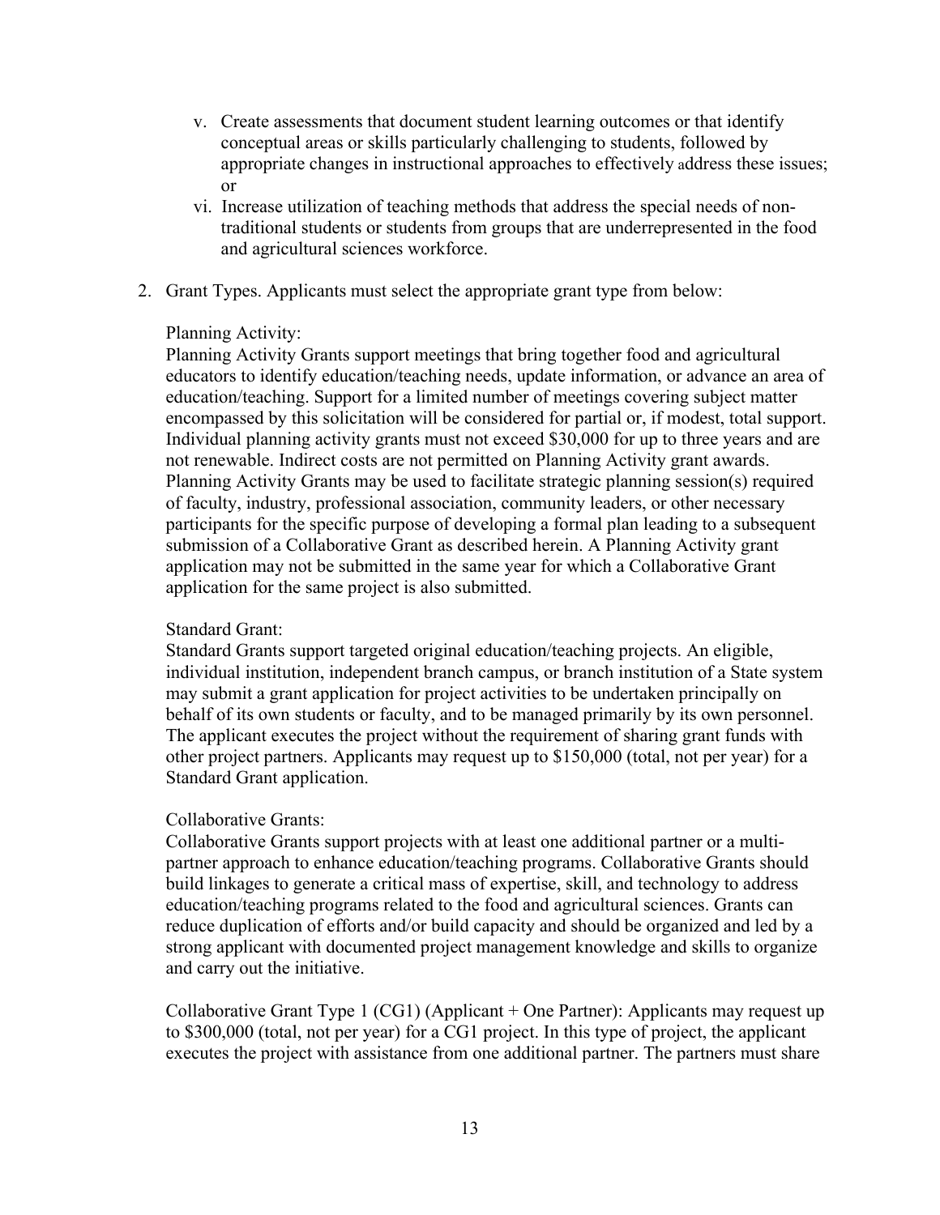v. Create assessments that document student learning outcomes or that identify conceptual areas or skills particularly challenging to students, followed by appropriate changes in instructional approaches to effectively address these issues; or

vi. Increase utilization of teaching methods that address the special needs of non-traditional students or students from groups that are underrepresented in the food and agricultural sciences workforce.

2. Grant Types. Applicants must select the appropriate grant type from below:

   Planning Activity:
   Planning Activity Grants support meetings that bring together food and agricultural educators to identify education/teaching needs, update information, or advance an area of education/teaching. Support for a limited number of meetings covering subject matter encompassed by this solicitation will be considered for partial or, if modest, total support. Individual planning activity grants must not exceed $30,000 for up to three years and are not renewable. Indirect costs are not permitted on Planning Activity grant awards. Planning Activity Grants may be used to facilitate strategic planning session(s) required of faculty, industry, professional association, community leaders, or other necessary participants for the specific purpose of developing a formal plan leading to a subsequent submission of a Collaborative Grant as described herein. A Planning Activity grant application may not be submitted in the same year for which a Collaborative Grant application for the same project is also submitted.

   Standard Grant:
   Standard Grants support targeted original education/teaching projects. An eligible, individual institution, independent branch campus, or branch institution of a State system may submit a grant application for project activities to be undertaken principally on behalf of its own students or faculty, and to be managed primarily by its own personnel. The applicant executes the project without the requirement of sharing grant funds with other project partners. Applicants may request up to $150,000 (total, not per year) for a Standard Grant application.

   Collaborative Grants:
   Collaborative Grants support projects with at least one additional partner or a multi-partner approach to enhance education/teaching programs. Collaborative Grants should build linkages to generate a critical mass of expertise, skill, and technology to address education/teaching programs related to the food and agricultural sciences. Grants can reduce duplication of efforts and/or build capacity and should be organized and led by a strong applicant with documented project management knowledge and skills to organize and carry out the initiative.

   Collaborative Grant Type 1 (CG1) (Applicant + One Partner): Applicants may request up to $300,000 (total, not per year) for a CG1 project. In this type of project, the applicant executes the project with assistance from one additional partner. The partners must share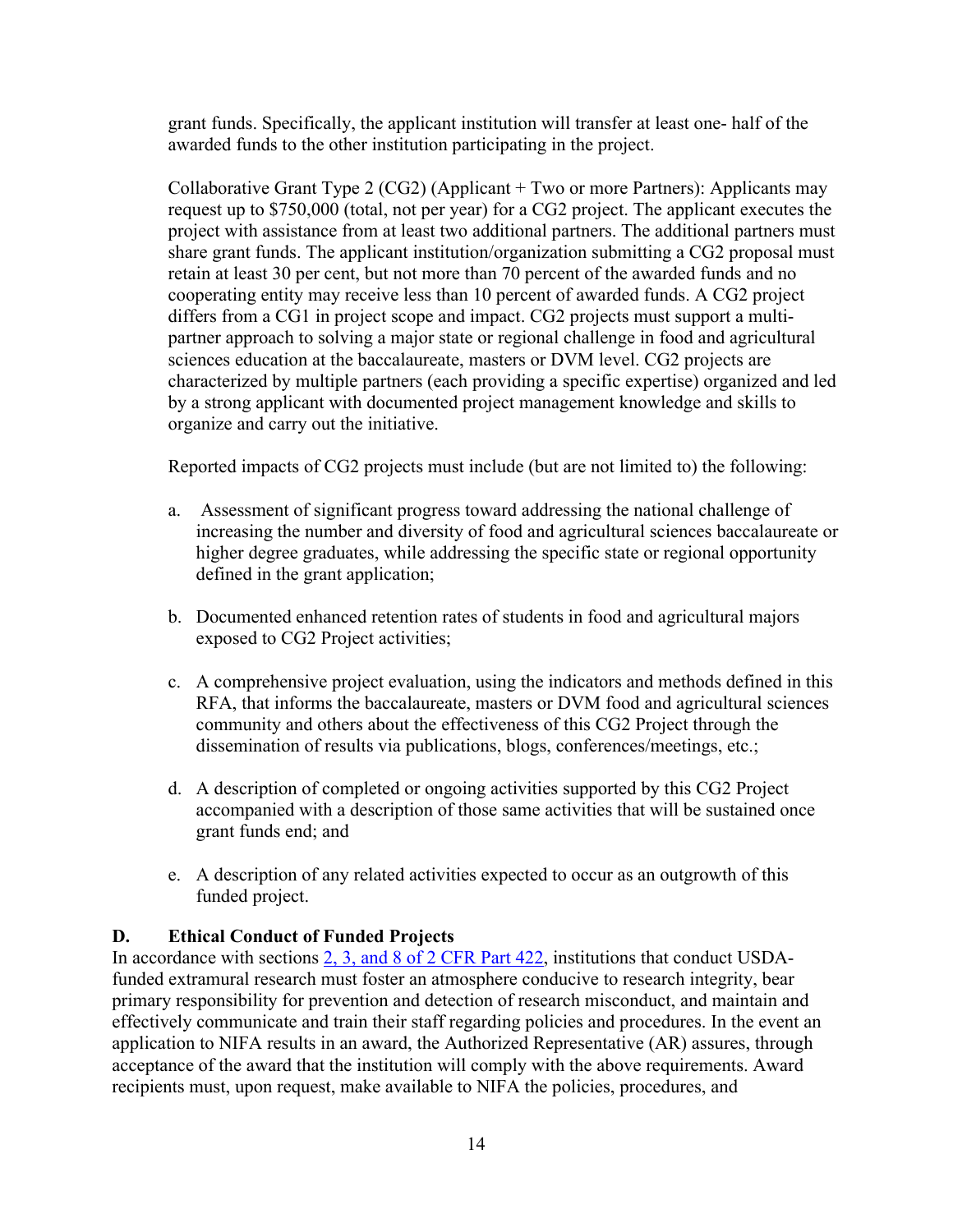grant funds. Specifically, the applicant institution will transfer at least one- half of the awarded funds to the other institution participating in the project.

Collaborative Grant Type 2 (CG2) (Applicant + Two or more Partners): Applicants may request up to $750,000 (total, not per year) for a CG2 project. The applicant executes the project with assistance from at least two additional partners. The additional partners must share grant funds. The applicant institution/organization submitting a CG2 proposal must retain at least 30 per cent, but not more than 70 percent of the awarded funds and no cooperating entity may receive less than 10 percent of awarded funds. A CG2 project differs from a CG1 in project scope and impact. CG2 projects must support a multi-partner approach to solving a major state or regional challenge in food and agricultural sciences education at the baccalaureate, masters or DVM level. CG2 projects are characterized by multiple partners (each providing a specific expertise) organized and led by a strong applicant with documented project management knowledge and skills to organize and carry out the initiative.

Reported impacts of CG2 projects must include (but are not limited to) the following:

a. Assessment of significant progress toward addressing the national challenge of increasing the number and diversity of food and agricultural sciences baccalaureate or higher degree graduates, while addressing the specific state or regional opportunity defined in the grant application;

b. Documented enhanced retention rates of students in food and agricultural majors exposed to CG2 Project activities;

c. A comprehensive project evaluation, using the indicators and methods defined in this RFA, that informs the baccalaureate, masters or DVM food and agricultural sciences community and others about the effectiveness of this CG2 Project through the dissemination of results via publications, blogs, conferences/meetings, etc.;

d. A description of completed or ongoing activities supported by this CG2 Project accompanied with a description of those same activities that will be sustained once grant funds end; and

e. A description of any related activities expected to occur as an outgrowth of this funded project.

**D. Ethical Conduct of Funded Projects**

In accordance with sections [2, 3, and 8 of 2 CFR Part 422](), institutions that conduct USDA-funded extramural research must foster an atmosphere conducive to research integrity, bear primary responsibility for prevention and detection of research misconduct, and maintain and effectively communicate and train their staff regarding policies and procedures. In the event an application to NIFA results in an award, the Authorized Representative (AR) assures, through acceptance of the award that the institution will comply with the above requirements. Award recipients must, upon request, make available to NIFA the policies, procedures, and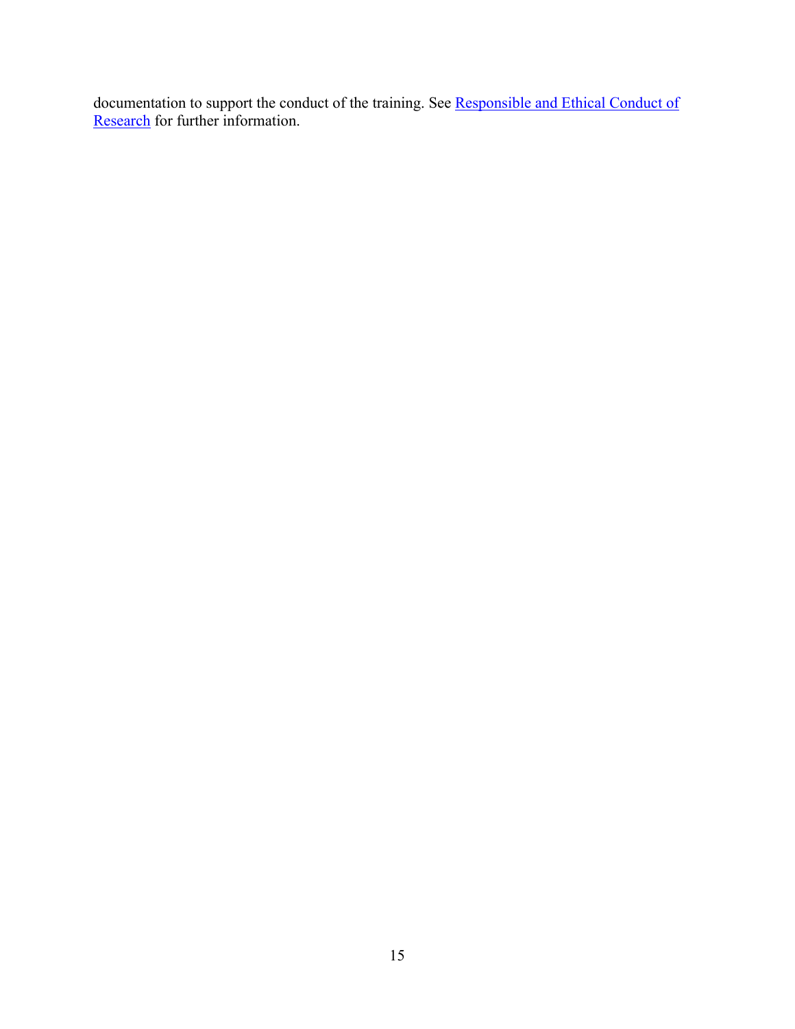documentation to support the conduct of the training. See Responsible and Ethical Conduct of Research for further information.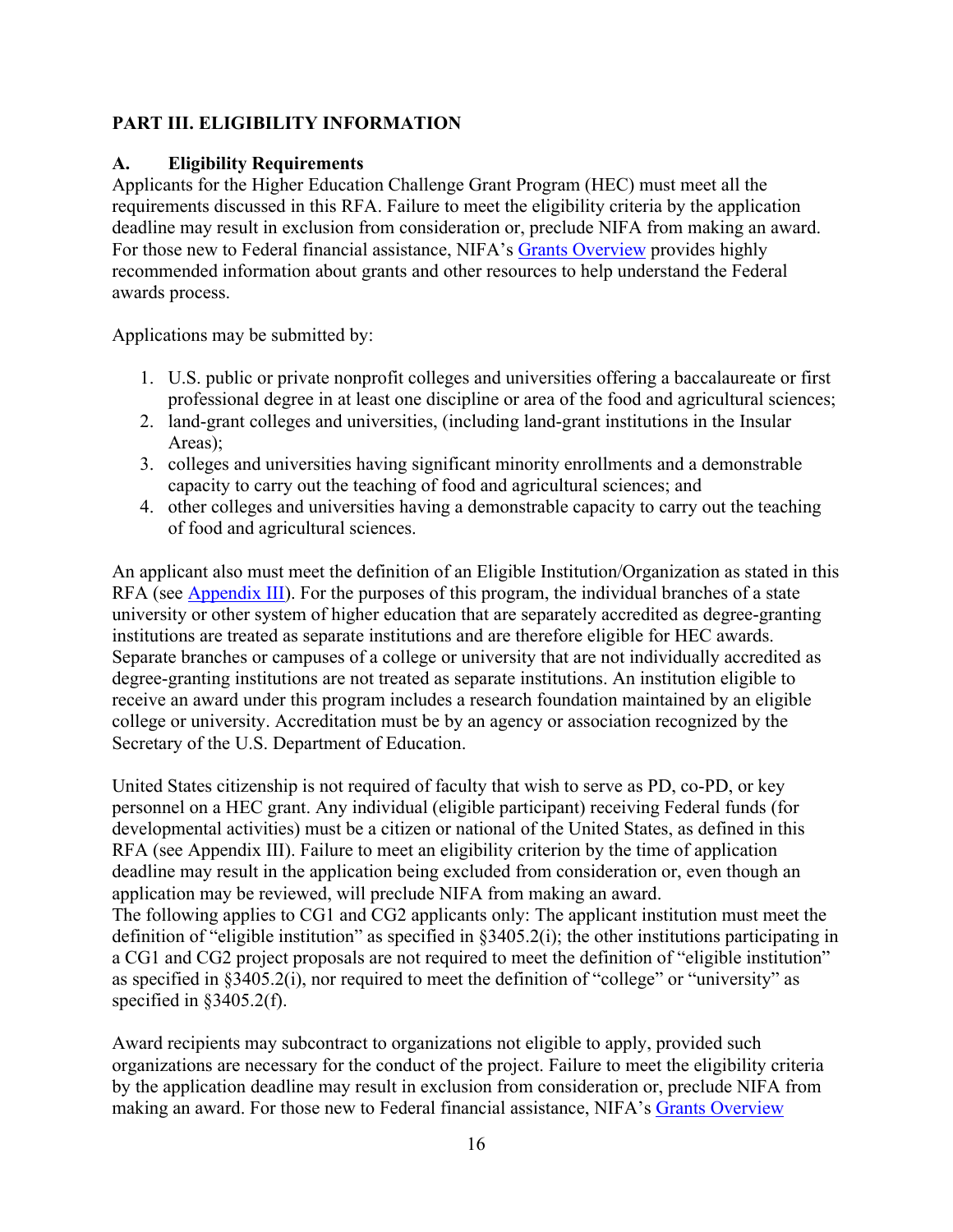## PART III. ELIGIBILITY INFORMATION

### A. Eligibility Requirements

Applicants for the Higher Education Challenge Grant Program (HEC) must meet all the requirements discussed in this RFA. Failure to meet the eligibility criteria by the application deadline may result in exclusion from consideration or, preclude NIFA from making an award. For those new to Federal financial assistance, NIFA's [Grants Overview](#) provides highly recommended information about grants and other resources to help understand the Federal awards process.

Applications may be submitted by:

1. U.S. public or private nonprofit colleges and universities offering a baccalaureate or first professional degree in at least one discipline or area of the food and agricultural sciences;
2. land-grant colleges and universities, (including land-grant institutions in the Insular Areas);
3. colleges and universities having significant minority enrollments and a demonstrable capacity to carry out the teaching of food and agricultural sciences; and
4. other colleges and universities having a demonstrable capacity to carry out the teaching of food and agricultural sciences.

An applicant also must meet the definition of an Eligible Institution/Organization as stated in this RFA (see [Appendix III](#)). For the purposes of this program, the individual branches of a state university or other system of higher education that are separately accredited as degree-granting institutions are treated as separate institutions and are therefore eligible for HEC awards. Separate branches or campuses of a college or university that are not individually accredited as degree-granting institutions are not treated as separate institutions. An institution eligible to receive an award under this program includes a research foundation maintained by an eligible college or university. Accreditation must be by an agency or association recognized by the Secretary of the U.S. Department of Education.

United States citizenship is not required of faculty that wish to serve as PD, co-PD, or key personnel on a HEC grant. Any individual (eligible participant) receiving Federal funds (for developmental activities) must be a citizen or national of the United States, as defined in this RFA (see Appendix III). Failure to meet an eligibility criterion by the time of application deadline may result in the application being excluded from consideration or, even though an application may be reviewed, will preclude NIFA from making an award.
The following applies to CG1 and CG2 applicants only: The applicant institution must meet the definition of "eligible institution" as specified in §3405.2(i); the other institutions participating in a CG1 and CG2 project proposals are not required to meet the definition of "eligible institution" as specified in §3405.2(i), nor required to meet the definition of "college" or "university" as specified in §3405.2(f).

Award recipients may subcontract to organizations not eligible to apply, provided such organizations are necessary for the conduct of the project. Failure to meet the eligibility criteria by the application deadline may result in exclusion from consideration or, preclude NIFA from making an award. For those new to Federal financial assistance, NIFA's [Grants Overview](#)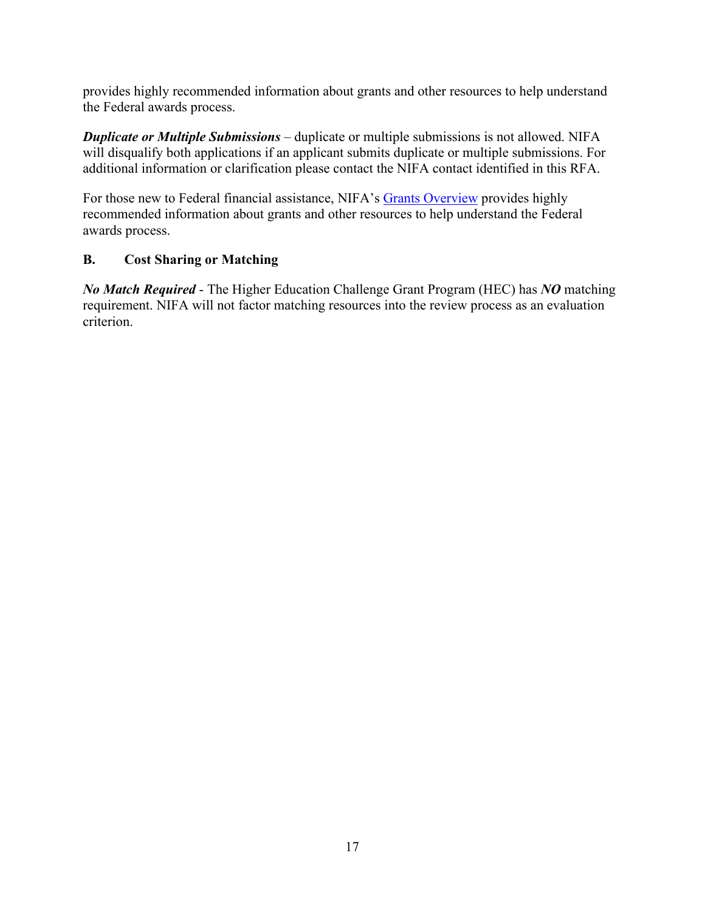provides highly recommended information about grants and other resources to help understand the Federal awards process.

***Duplicate or Multiple Submissions*** – duplicate or multiple submissions is not allowed. NIFA will disqualify both applications if an applicant submits duplicate or multiple submissions. For additional information or clarification please contact the NIFA contact identified in this RFA.

For those new to Federal financial assistance, NIFA's Grants Overview provides highly recommended information about grants and other resources to help understand the Federal awards process.

### B. Cost Sharing or Matching

***No Match Required*** - The Higher Education Challenge Grant Program (HEC) has ***NO*** matching requirement. NIFA will not factor matching resources into the review process as an evaluation criterion.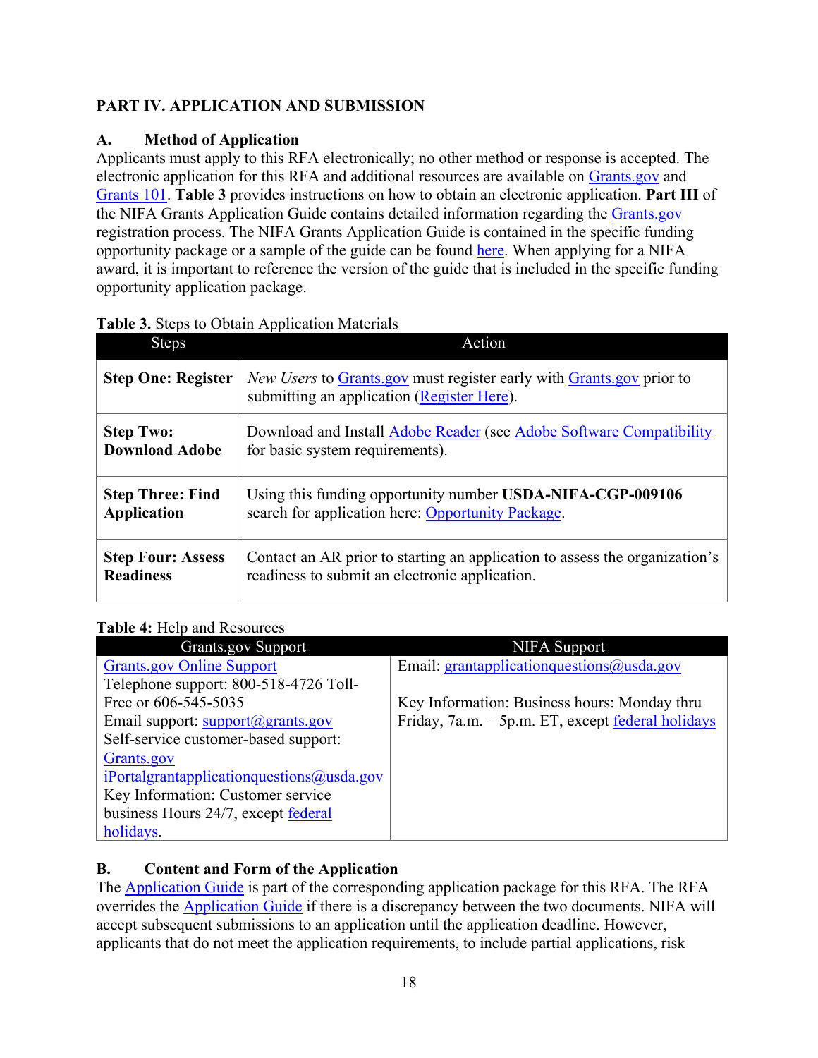## PART IV. APPLICATION AND SUBMISSION

### A. Method of Application

Applicants must apply to this RFA electronically; no other method or response is accepted. The electronic application for this RFA and additional resources are available on Grants.gov and Grants 101. **Table 3** provides instructions on how to obtain an electronic application. **Part III** of the NIFA Grants Application Guide contains detailed information regarding the Grants.gov registration process. The NIFA Grants Application Guide is contained in the specific funding opportunity package or a sample of the guide can be found here. When applying for a NIFA award, it is important to reference the version of the guide that is included in the specific funding opportunity application package.

**Table 3.** Steps to Obtain Application Materials

| Steps | Action |
|---|---|
| **Step One: Register** | *New Users* to Grants.gov must register early with Grants.gov prior to submitting an application (Register Here). |
| **Step Two: Download Adobe** | Download and Install Adobe Reader (see Adobe Software Compatibility for basic system requirements). |
| **Step Three: Find Application** | Using this funding opportunity number **USDA-NIFA-CGP-009106** search for application here: Opportunity Package. |
| **Step Four: Assess Readiness** | Contact an AR prior to starting an application to assess the organization's readiness to submit an electronic application. |

**Table 4:** Help and Resources

| Grants.gov Support | NIFA Support |
|---|---|
| Grants.gov Online Support<br>Telephone support: 800-518-4726 Toll-Free or 606-545-5035<br>Email support: support@grants.gov<br>Self-service customer-based support: Grants.gov<br>iPortalgrantapplicationquestions@usda.gov<br>Key Information: Customer service business Hours 24/7, except federal holidays. | Email: grantapplicationquestions@usda.gov<br><br>Key Information: Business hours: Monday thru Friday, 7a.m. – 5p.m. ET, except federal holidays |

### B. Content and Form of the Application

The Application Guide is part of the corresponding application package for this RFA. The RFA overrides the Application Guide if there is a discrepancy between the two documents. NIFA will accept subsequent submissions to an application until the application deadline. However, applicants that do not meet the application requirements, to include partial applications, risk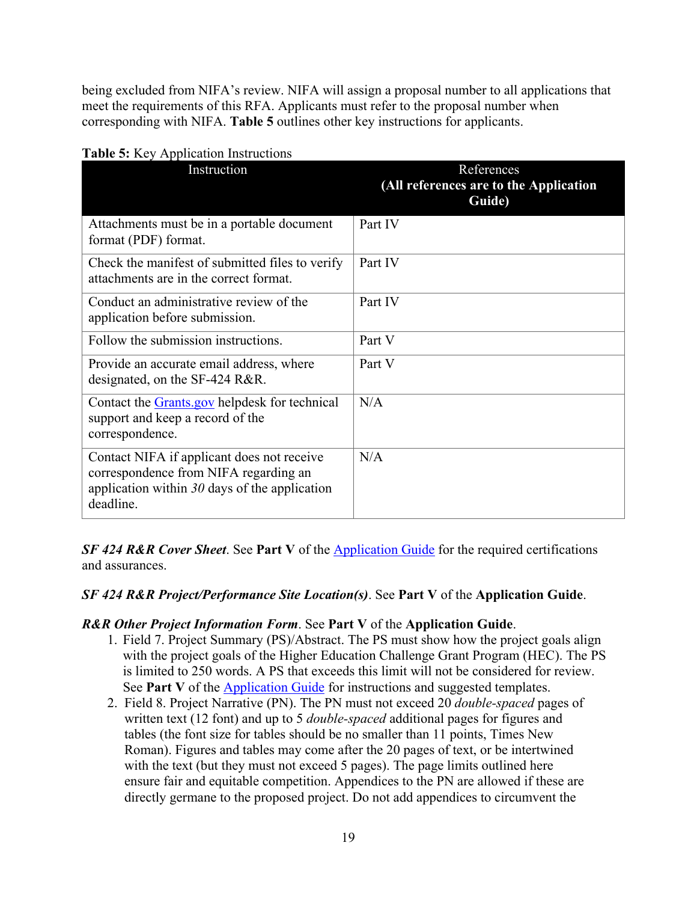being excluded from NIFA's review. NIFA will assign a proposal number to all applications that meet the requirements of this RFA. Applicants must refer to the proposal number when corresponding with NIFA. **Table 5** outlines other key instructions for applicants.

**Table 5:** Key Application Instructions

| Instruction | References **(All references are to the Application Guide)** |
|---|---|
| Attachments must be in a portable document format (PDF) format. | Part IV |
| Check the manifest of submitted files to verify attachments are in the correct format. | Part IV |
| Conduct an administrative review of the application before submission. | Part IV |
| Follow the submission instructions. | Part V |
| Provide an accurate email address, where designated, on the SF-424 R&R. | Part V |
| Contact the Grants.gov helpdesk for technical support and keep a record of the correspondence. | N/A |
| Contact NIFA if applicant does not receive correspondence from NIFA regarding an application within *30* days of the application deadline. | N/A |

***SF 424 R&R Cover Sheet***. See **Part V** of the Application Guide for the required certifications and assurances.

***SF 424 R&R Project/Performance Site Location(s)***. See **Part V** of the **Application Guide**.

***R&R Other Project Information Form***. See **Part V** of the **Application Guide**.

1. Field 7. Project Summary (PS)/Abstract. The PS must show how the project goals align with the project goals of the Higher Education Challenge Grant Program (HEC). The PS is limited to 250 words. A PS that exceeds this limit will not be considered for review. See **Part V** of the Application Guide for instructions and suggested templates.
2. Field 8. Project Narrative (PN). The PN must not exceed 20 *double-spaced* pages of written text (12 font) and up to 5 *double-spaced* additional pages for figures and tables (the font size for tables should be no smaller than 11 points, Times New Roman). Figures and tables may come after the 20 pages of text, or be intertwined with the text (but they must not exceed 5 pages). The page limits outlined here ensure fair and equitable competition. Appendices to the PN are allowed if these are directly germane to the proposed project. Do not add appendices to circumvent the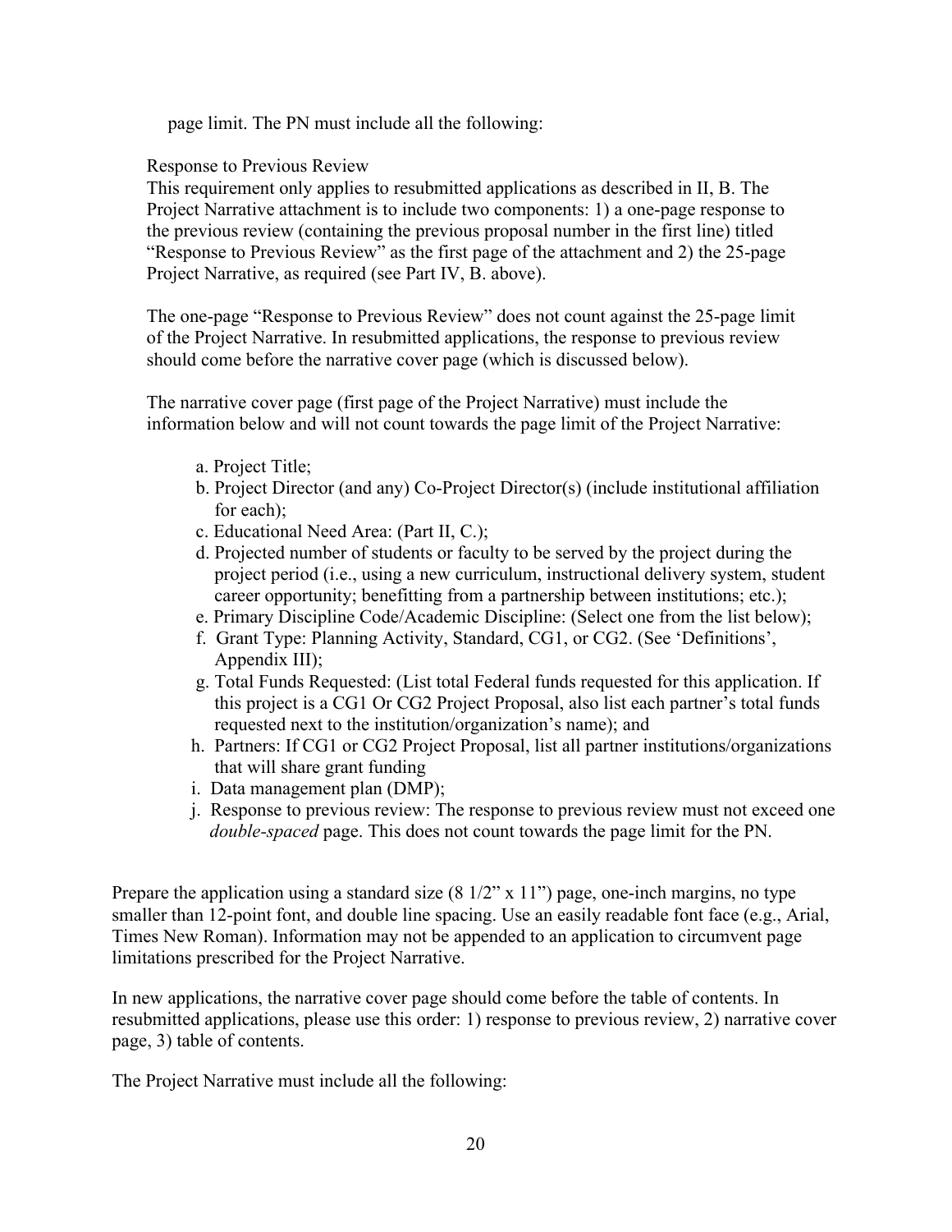page limit. The PN must include all the following:

Response to Previous Review

This requirement only applies to resubmitted applications as described in II, B. The Project Narrative attachment is to include two components: 1) a one-page response to the previous review (containing the previous proposal number in the first line) titled "Response to Previous Review" as the first page of the attachment and 2) the 25-page Project Narrative, as required (see Part IV, B. above).

The one-page "Response to Previous Review" does not count against the 25-page limit of the Project Narrative. In resubmitted applications, the response to previous review should come before the narrative cover page (which is discussed below).

The narrative cover page (first page of the Project Narrative) must include the information below and will not count towards the page limit of the Project Narrative:

a. Project Title;
b. Project Director (and any) Co-Project Director(s) (include institutional affiliation for each);
c. Educational Need Area: (Part II, C.);
d. Projected number of students or faculty to be served by the project during the project period (i.e., using a new curriculum, instructional delivery system, student career opportunity; benefitting from a partnership between institutions; etc.);
e. Primary Discipline Code/Academic Discipline: (Select one from the list below);
f. Grant Type: Planning Activity, Standard, CG1, or CG2. (See 'Definitions', Appendix III);
g. Total Funds Requested: (List total Federal funds requested for this application. If this project is a CG1 Or CG2 Project Proposal, also list each partner's total funds requested next to the institution/organization's name); and
h. Partners: If CG1 or CG2 Project Proposal, list all partner institutions/organizations that will share grant funding
i. Data management plan (DMP);
j. Response to previous review: The response to previous review must not exceed one *double-spaced* page. This does not count towards the page limit for the PN.

Prepare the application using a standard size (8 1/2" x 11") page, one-inch margins, no type smaller than 12-point font, and double line spacing. Use an easily readable font face (e.g., Arial, Times New Roman). Information may not be appended to an application to circumvent page limitations prescribed for the Project Narrative.

In new applications, the narrative cover page should come before the table of contents. In resubmitted applications, please use this order: 1) response to previous review, 2) narrative cover page, 3) table of contents.

The Project Narrative must include all the following: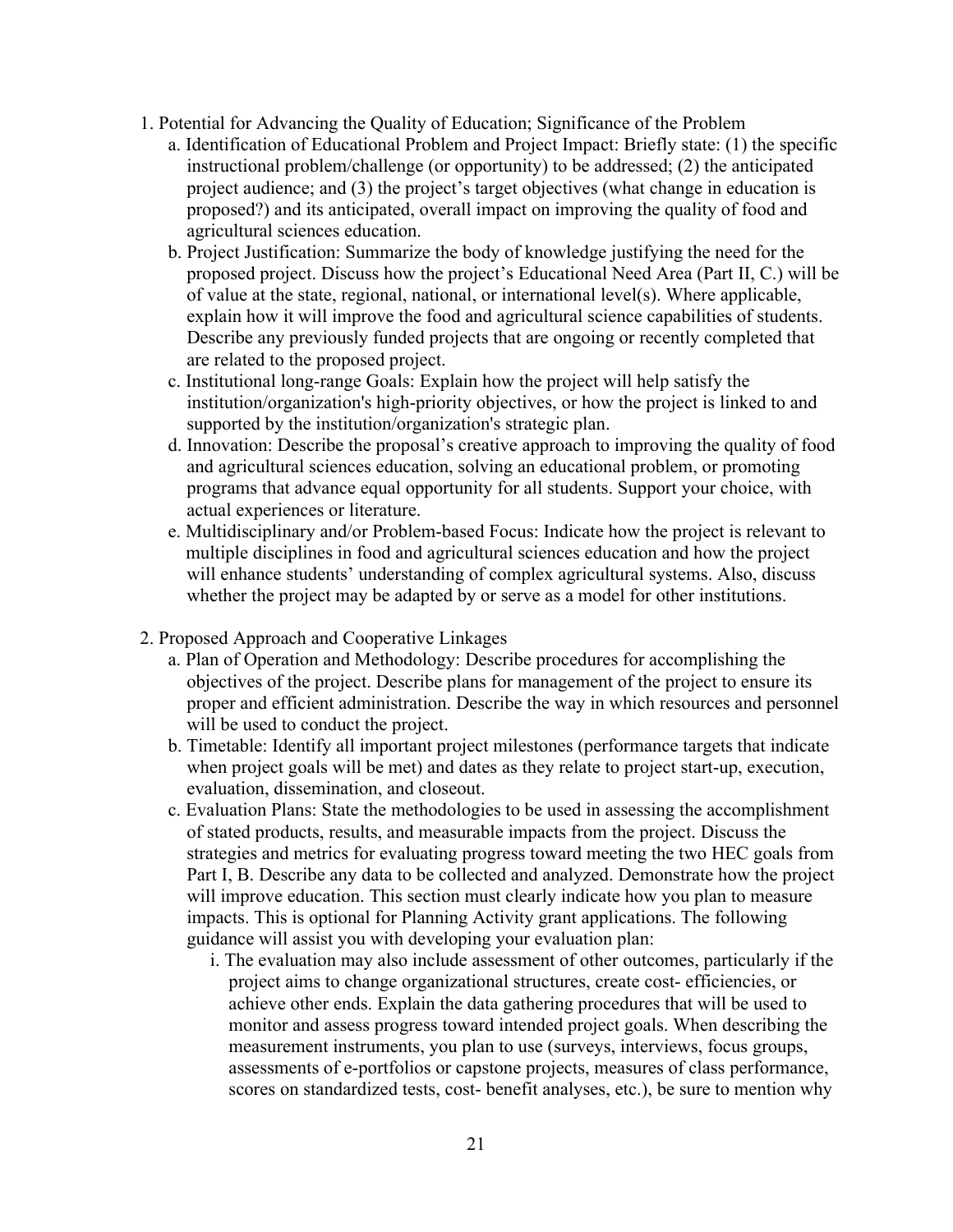1. Potential for Advancing the Quality of Education; Significance of the Problem
   a. Identification of Educational Problem and Project Impact: Briefly state: (1) the specific instructional problem/challenge (or opportunity) to be addressed; (2) the anticipated project audience; and (3) the project's target objectives (what change in education is proposed?) and its anticipated, overall impact on improving the quality of food and agricultural sciences education.
   b. Project Justification: Summarize the body of knowledge justifying the need for the proposed project. Discuss how the project's Educational Need Area (Part II, C.) will be of value at the state, regional, national, or international level(s). Where applicable, explain how it will improve the food and agricultural science capabilities of students. Describe any previously funded projects that are ongoing or recently completed that are related to the proposed project.
   c. Institutional long-range Goals: Explain how the project will help satisfy the institution/organization's high-priority objectives, or how the project is linked to and supported by the institution/organization's strategic plan.
   d. Innovation: Describe the proposal's creative approach to improving the quality of food and agricultural sciences education, solving an educational problem, or promoting programs that advance equal opportunity for all students. Support your choice, with actual experiences or literature.
   e. Multidisciplinary and/or Problem-based Focus: Indicate how the project is relevant to multiple disciplines in food and agricultural sciences education and how the project will enhance students' understanding of complex agricultural systems. Also, discuss whether the project may be adapted by or serve as a model for other institutions.

2. Proposed Approach and Cooperative Linkages
   a. Plan of Operation and Methodology: Describe procedures for accomplishing the objectives of the project. Describe plans for management of the project to ensure its proper and efficient administration. Describe the way in which resources and personnel will be used to conduct the project.
   b. Timetable: Identify all important project milestones (performance targets that indicate when project goals will be met) and dates as they relate to project start-up, execution, evaluation, dissemination, and closeout.
   c. Evaluation Plans: State the methodologies to be used in assessing the accomplishment of stated products, results, and measurable impacts from the project. Discuss the strategies and metrics for evaluating progress toward meeting the two HEC goals from Part I, B. Describe any data to be collected and analyzed. Demonstrate how the project will improve education. This section must clearly indicate how you plan to measure impacts. This is optional for Planning Activity grant applications. The following guidance will assist you with developing your evaluation plan:
      i. The evaluation may also include assessment of other outcomes, particularly if the project aims to change organizational structures, create cost- efficiencies, or achieve other ends. Explain the data gathering procedures that will be used to monitor and assess progress toward intended project goals. When describing the measurement instruments, you plan to use (surveys, interviews, focus groups, assessments of e-portfolios or capstone projects, measures of class performance, scores on standardized tests, cost- benefit analyses, etc.), be sure to mention why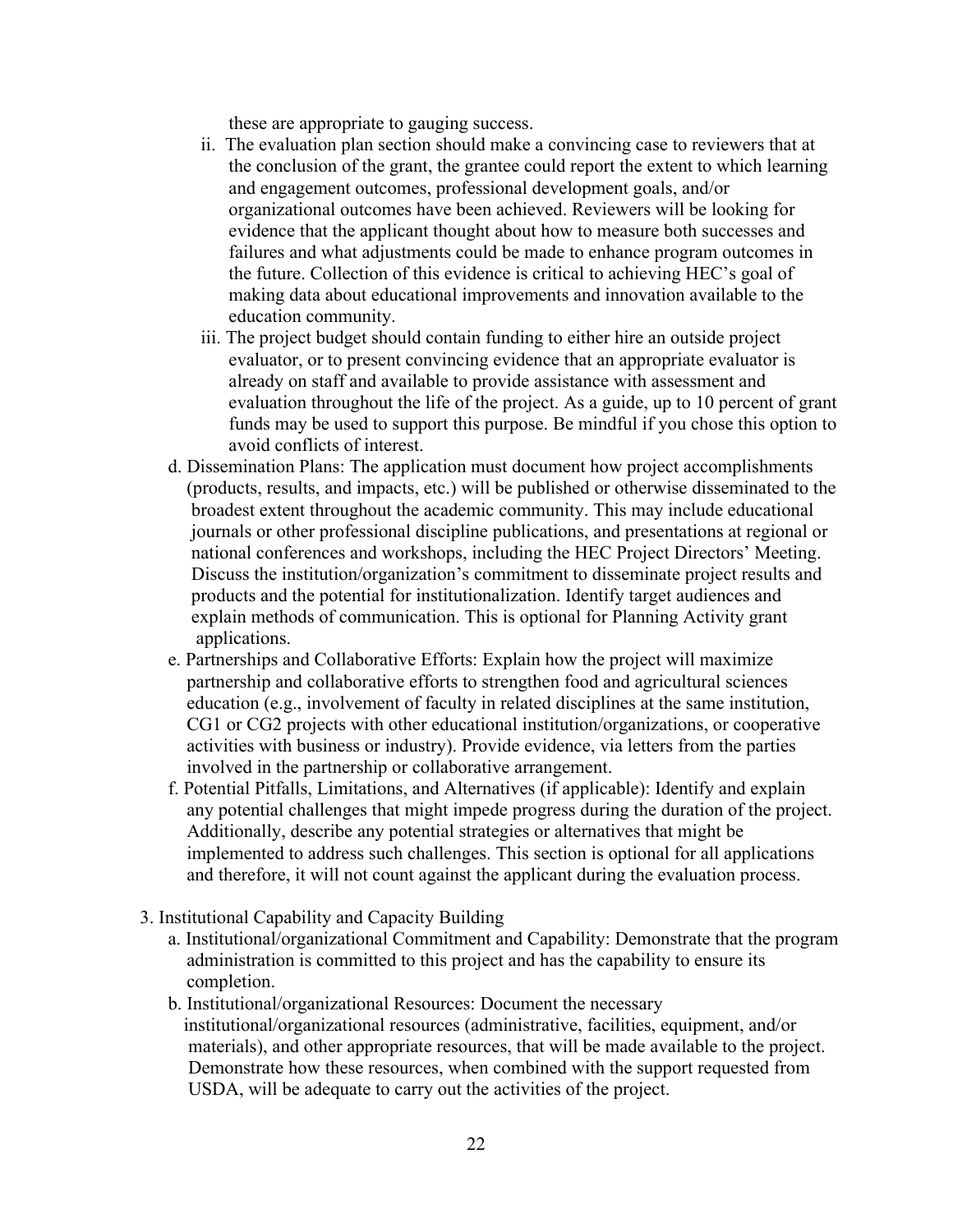these are appropriate to gauging success.

ii. The evaluation plan section should make a convincing case to reviewers that at the conclusion of the grant, the grantee could report the extent to which learning and engagement outcomes, professional development goals, and/or organizational outcomes have been achieved. Reviewers will be looking for evidence that the applicant thought about how to measure both successes and failures and what adjustments could be made to enhance program outcomes in the future. Collection of this evidence is critical to achieving HEC's goal of making data about educational improvements and innovation available to the education community.

iii. The project budget should contain funding to either hire an outside project evaluator, or to present convincing evidence that an appropriate evaluator is already on staff and available to provide assistance with assessment and evaluation throughout the life of the project. As a guide, up to 10 percent of grant funds may be used to support this purpose. Be mindful if you chose this option to avoid conflicts of interest.

d. Dissemination Plans: The application must document how project accomplishments (products, results, and impacts, etc.) will be published or otherwise disseminated to the broadest extent throughout the academic community. This may include educational journals or other professional discipline publications, and presentations at regional or national conferences and workshops, including the HEC Project Directors' Meeting. Discuss the institution/organization's commitment to disseminate project results and products and the potential for institutionalization. Identify target audiences and explain methods of communication. This is optional for Planning Activity grant applications.

e. Partnerships and Collaborative Efforts: Explain how the project will maximize partnership and collaborative efforts to strengthen food and agricultural sciences education (e.g., involvement of faculty in related disciplines at the same institution, CG1 or CG2 projects with other educational institution/organizations, or cooperative activities with business or industry). Provide evidence, via letters from the parties involved in the partnership or collaborative arrangement.

f. Potential Pitfalls, Limitations, and Alternatives (if applicable): Identify and explain any potential challenges that might impede progress during the duration of the project. Additionally, describe any potential strategies or alternatives that might be implemented to address such challenges. This section is optional for all applications and therefore, it will not count against the applicant during the evaluation process.

3. Institutional Capability and Capacity Building

   a. Institutional/organizational Commitment and Capability: Demonstrate that the program administration is committed to this project and has the capability to ensure its completion.

   b. Institutional/organizational Resources: Document the necessary institutional/organizational resources (administrative, facilities, equipment, and/or materials), and other appropriate resources, that will be made available to the project. Demonstrate how these resources, when combined with the support requested from USDA, will be adequate to carry out the activities of the project.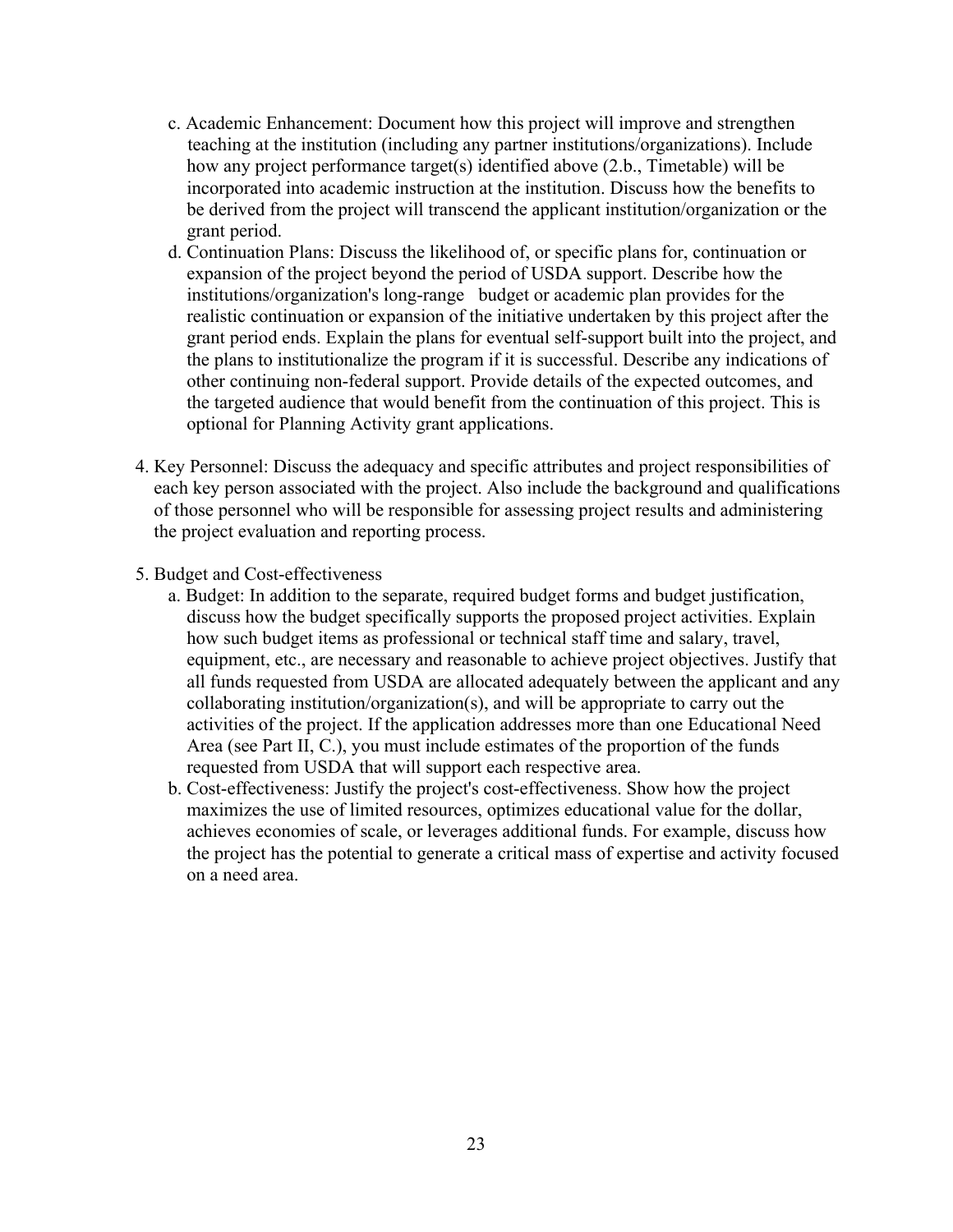c. Academic Enhancement: Document how this project will improve and strengthen teaching at the institution (including any partner institutions/organizations). Include how any project performance target(s) identified above (2.b., Timetable) will be incorporated into academic instruction at the institution. Discuss how the benefits to be derived from the project will transcend the applicant institution/organization or the grant period.

d. Continuation Plans: Discuss the likelihood of, or specific plans for, continuation or expansion of the project beyond the period of USDA support. Describe how the institutions/organization's long-range budget or academic plan provides for the realistic continuation or expansion of the initiative undertaken by this project after the grant period ends. Explain the plans for eventual self-support built into the project, and the plans to institutionalize the program if it is successful. Describe any indications of other continuing non-federal support. Provide details of the expected outcomes, and the targeted audience that would benefit from the continuation of this project. This is optional for Planning Activity grant applications.

4. Key Personnel: Discuss the adequacy and specific attributes and project responsibilities of each key person associated with the project. Also include the background and qualifications of those personnel who will be responsible for assessing project results and administering the project evaluation and reporting process.

5. Budget and Cost-effectiveness

   a. Budget: In addition to the separate, required budget forms and budget justification, discuss how the budget specifically supports the proposed project activities. Explain how such budget items as professional or technical staff time and salary, travel, equipment, etc., are necessary and reasonable to achieve project objectives. Justify that all funds requested from USDA are allocated adequately between the applicant and any collaborating institution/organization(s), and will be appropriate to carry out the activities of the project. If the application addresses more than one Educational Need Area (see Part II, C.), you must include estimates of the proportion of the funds requested from USDA that will support each respective area.

   b. Cost-effectiveness: Justify the project's cost-effectiveness. Show how the project maximizes the use of limited resources, optimizes educational value for the dollar, achieves economies of scale, or leverages additional funds. For example, discuss how the project has the potential to generate a critical mass of expertise and activity focused on a need area.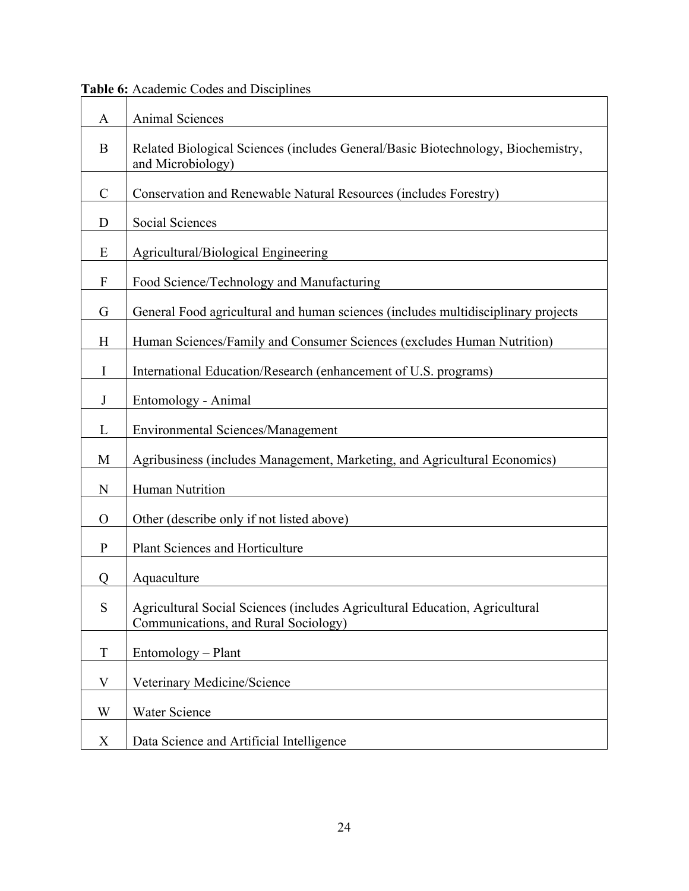**Table 6:** Academic Codes and Disciplines

| | |
|---|---|
| A | Animal Sciences |
| B | Related Biological Sciences (includes General/Basic Biotechnology, Biochemistry, and Microbiology) |
| C | Conservation and Renewable Natural Resources (includes Forestry) |
| D | Social Sciences |
| E | Agricultural/Biological Engineering |
| F | Food Science/Technology and Manufacturing |
| G | General Food agricultural and human sciences (includes multidisciplinary projects |
| H | Human Sciences/Family and Consumer Sciences (excludes Human Nutrition) |
| I | International Education/Research (enhancement of U.S. programs) |
| J | Entomology - Animal |
| L | Environmental Sciences/Management |
| M | Agribusiness (includes Management, Marketing, and Agricultural Economics) |
| N | Human Nutrition |
| O | Other (describe only if not listed above) |
| P | Plant Sciences and Horticulture |
| Q | Aquaculture |
| S | Agricultural Social Sciences (includes Agricultural Education, Agricultural Communications, and Rural Sociology) |
| T | Entomology – Plant |
| V | Veterinary Medicine/Science |
| W | Water Science |
| X | Data Science and Artificial Intelligence |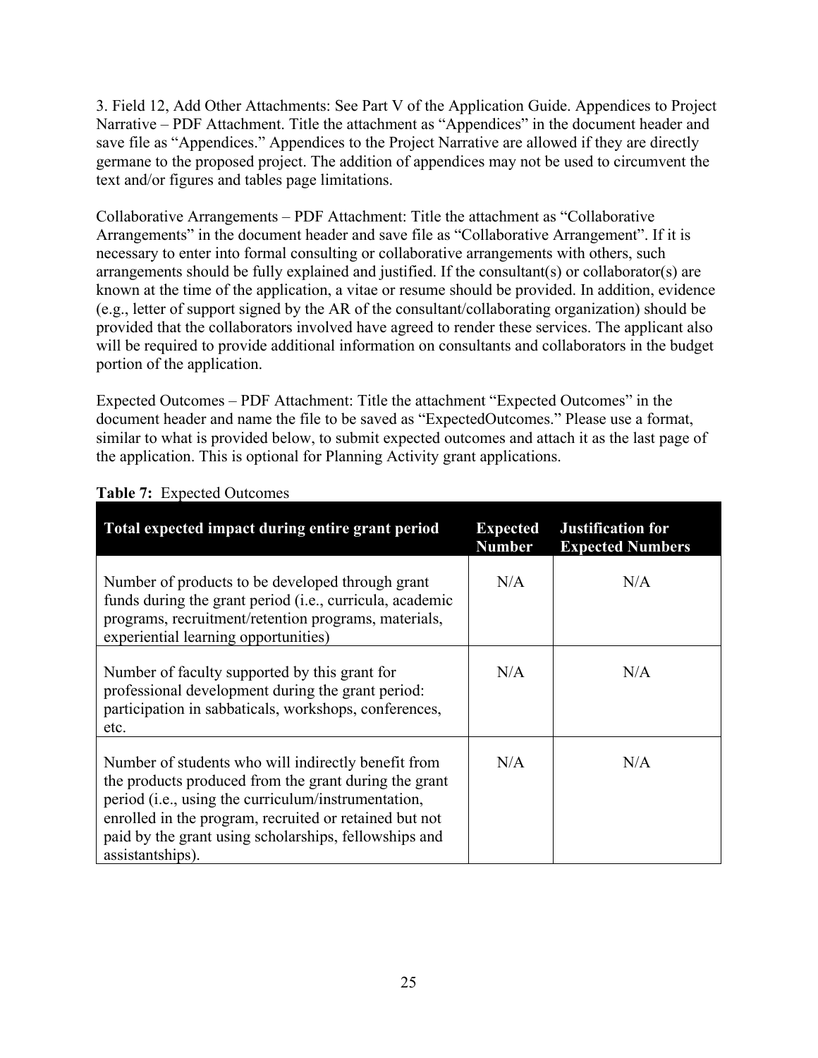3. Field 12, Add Other Attachments: See Part V of the Application Guide. Appendices to Project Narrative – PDF Attachment. Title the attachment as "Appendices" in the document header and save file as "Appendices." Appendices to the Project Narrative are allowed if they are directly germane to the proposed project. The addition of appendices may not be used to circumvent the text and/or figures and tables page limitations.

Collaborative Arrangements – PDF Attachment: Title the attachment as "Collaborative Arrangements" in the document header and save file as "Collaborative Arrangement". If it is necessary to enter into formal consulting or collaborative arrangements with others, such arrangements should be fully explained and justified. If the consultant(s) or collaborator(s) are known at the time of the application, a vitae or resume should be provided. In addition, evidence (e.g., letter of support signed by the AR of the consultant/collaborating organization) should be provided that the collaborators involved have agreed to render these services. The applicant also will be required to provide additional information on consultants and collaborators in the budget portion of the application.

Expected Outcomes – PDF Attachment: Title the attachment "Expected Outcomes" in the document header and name the file to be saved as "ExpectedOutcomes." Please use a format, similar to what is provided below, to submit expected outcomes and attach it as the last page of the application. This is optional for Planning Activity grant applications.

**Table 7:** Expected Outcomes

| Total expected impact during entire grant period | Expected Number | Justification for Expected Numbers |
|---|---|---|
| Number of products to be developed through grant funds during the grant period (i.e., curricula, academic programs, recruitment/retention programs, materials, experiential learning opportunities) | N/A | N/A |
| Number of faculty supported by this grant for professional development during the grant period: participation in sabbaticals, workshops, conferences, etc. | N/A | N/A |
| Number of students who will indirectly benefit from the products produced from the grant during the grant period (i.e., using the curriculum/instrumentation, enrolled in the program, recruited or retained but not paid by the grant using scholarships, fellowships and assistantships). | N/A | N/A |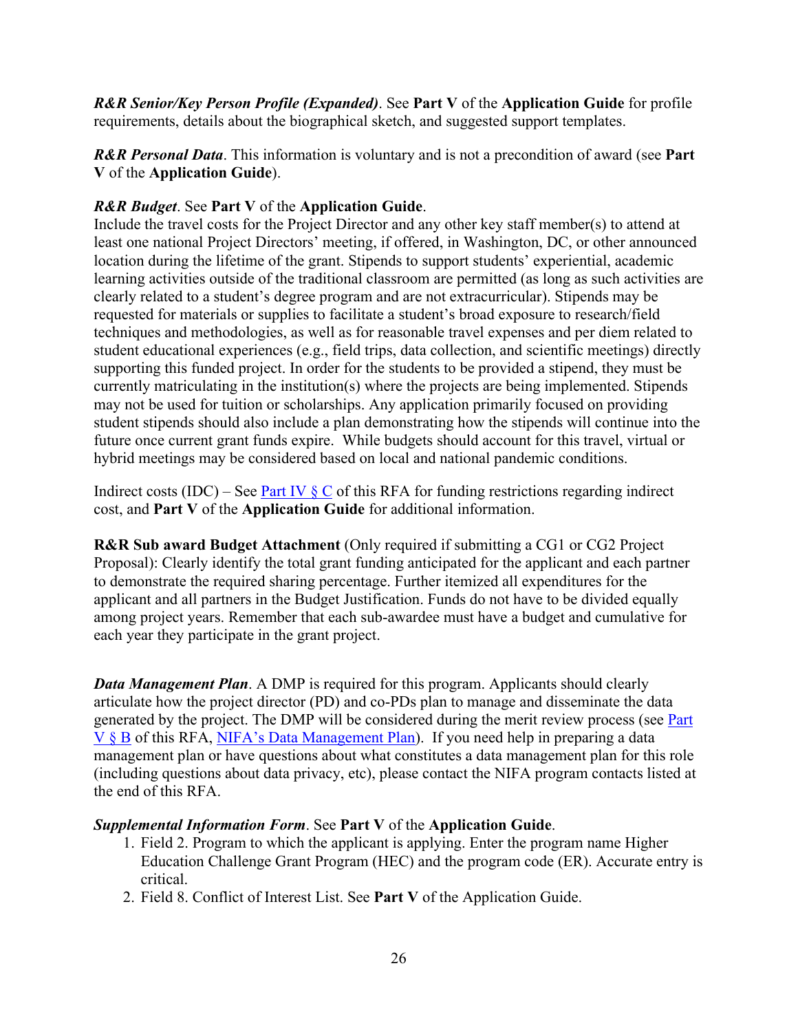***R&R Senior/Key Person Profile (Expanded)***. See **Part V** of the **Application Guide** for profile requirements, details about the biographical sketch, and suggested support templates.

***R&R Personal Data***. This information is voluntary and is not a precondition of award (see **Part V** of the **Application Guide**).

***R&R Budget***. See **Part V** of the **Application Guide**.
Include the travel costs for the Project Director and any other key staff member(s) to attend at least one national Project Directors' meeting, if offered, in Washington, DC, or other announced location during the lifetime of the grant. Stipends to support students' experiential, academic learning activities outside of the traditional classroom are permitted (as long as such activities are clearly related to a student's degree program and are not extracurricular). Stipends may be requested for materials or supplies to facilitate a student's broad exposure to research/field techniques and methodologies, as well as for reasonable travel expenses and per diem related to student educational experiences (e.g., field trips, data collection, and scientific meetings) directly supporting this funded project. In order for the students to be provided a stipend, they must be currently matriculating in the institution(s) where the projects are being implemented. Stipends may not be used for tuition or scholarships. Any application primarily focused on providing student stipends should also include a plan demonstrating how the stipends will continue into the future once current grant funds expire. While budgets should account for this travel, virtual or hybrid meetings may be considered based on local and national pandemic conditions.

Indirect costs (IDC) – See [Part IV § C](#) of this RFA for funding restrictions regarding indirect cost, and **Part V** of the **Application Guide** for additional information.

**R&R Sub award Budget Attachment** (Only required if submitting a CG1 or CG2 Project Proposal): Clearly identify the total grant funding anticipated for the applicant and each partner to demonstrate the required sharing percentage. Further itemized all expenditures for the applicant and all partners in the Budget Justification. Funds do not have to be divided equally among project years. Remember that each sub-awardee must have a budget and cumulative for each year they participate in the grant project.

***Data Management Plan***. A DMP is required for this program. Applicants should clearly articulate how the project director (PD) and co-PDs plan to manage and disseminate the data generated by the project. The DMP will be considered during the merit review process (see [Part V § B](#) of this RFA, [NIFA's Data Management Plan](#)). If you need help in preparing a data management plan or have questions about what constitutes a data management plan for this role (including questions about data privacy, etc), please contact the NIFA program contacts listed at the end of this RFA.

***Supplemental Information Form***. See **Part V** of the **Application Guide**.

1. Field 2. Program to which the applicant is applying. Enter the program name Higher Education Challenge Grant Program (HEC) and the program code (ER). Accurate entry is critical.
2. Field 8. Conflict of Interest List. See **Part V** of the Application Guide.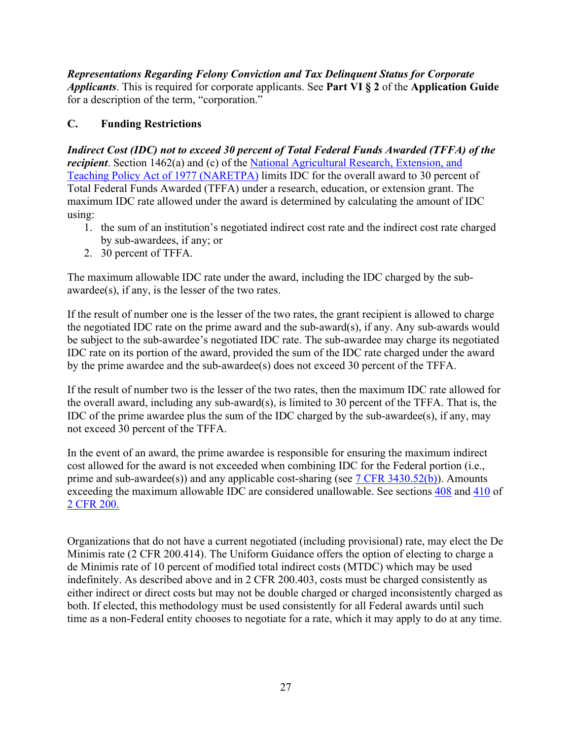***Representations Regarding Felony Conviction and Tax Delinquent Status for Corporate Applicants***. This is required for corporate applicants. See **Part VI § 2** of the **Application Guide** for a description of the term, "corporation."

## C. Funding Restrictions

***Indirect Cost (IDC) not to exceed 30 percent of Total Federal Funds Awarded (TFFA) of the recipient***. Section 1462(a) and (c) of the National Agricultural Research, Extension, and Teaching Policy Act of 1977 (NARETPA) limits IDC for the overall award to 30 percent of Total Federal Funds Awarded (TFFA) under a research, education, or extension grant. The maximum IDC rate allowed under the award is determined by calculating the amount of IDC using:

1. the sum of an institution's negotiated indirect cost rate and the indirect cost rate charged by sub-awardees, if any; or
2. 30 percent of TFFA.

The maximum allowable IDC rate under the award, including the IDC charged by the sub-awardee(s), if any, is the lesser of the two rates.

If the result of number one is the lesser of the two rates, the grant recipient is allowed to charge the negotiated IDC rate on the prime award and the sub-award(s), if any. Any sub-awards would be subject to the sub-awardee's negotiated IDC rate. The sub-awardee may charge its negotiated IDC rate on its portion of the award, provided the sum of the IDC rate charged under the award by the prime awardee and the sub-awardee(s) does not exceed 30 percent of the TFFA.

If the result of number two is the lesser of the two rates, then the maximum IDC rate allowed for the overall award, including any sub-award(s), is limited to 30 percent of the TFFA. That is, the IDC of the prime awardee plus the sum of the IDC charged by the sub-awardee(s), if any, may not exceed 30 percent of the TFFA.

In the event of an award, the prime awardee is responsible for ensuring the maximum indirect cost allowed for the award is not exceeded when combining IDC for the Federal portion (i.e., prime and sub-awardee(s)) and any applicable cost-sharing (see 7 CFR 3430.52(b)). Amounts exceeding the maximum allowable IDC are considered unallowable. See sections 408 and 410 of 2 CFR 200.

Organizations that do not have a current negotiated (including provisional) rate, may elect the De Minimis rate (2 CFR 200.414). The Uniform Guidance offers the option of electing to charge a de Minimis rate of 10 percent of modified total indirect costs (MTDC) which may be used indefinitely. As described above and in 2 CFR 200.403, costs must be charged consistently as either indirect or direct costs but may not be double charged or charged inconsistently charged as both. If elected, this methodology must be used consistently for all Federal awards until such time as a non-Federal entity chooses to negotiate for a rate, which it may apply to do at any time.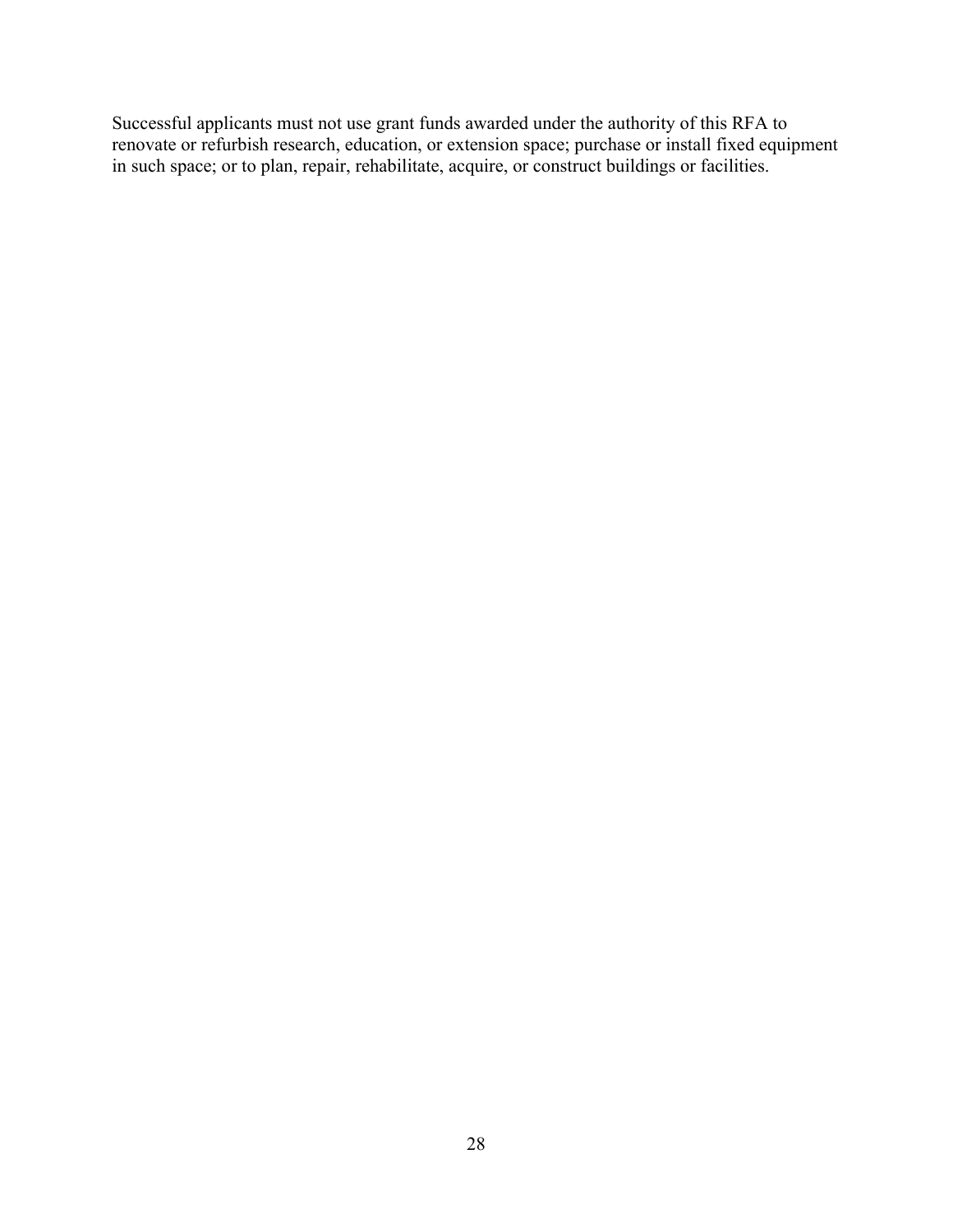Successful applicants must not use grant funds awarded under the authority of this RFA to renovate or refurbish research, education, or extension space; purchase or install fixed equipment in such space; or to plan, repair, rehabilitate, acquire, or construct buildings or facilities.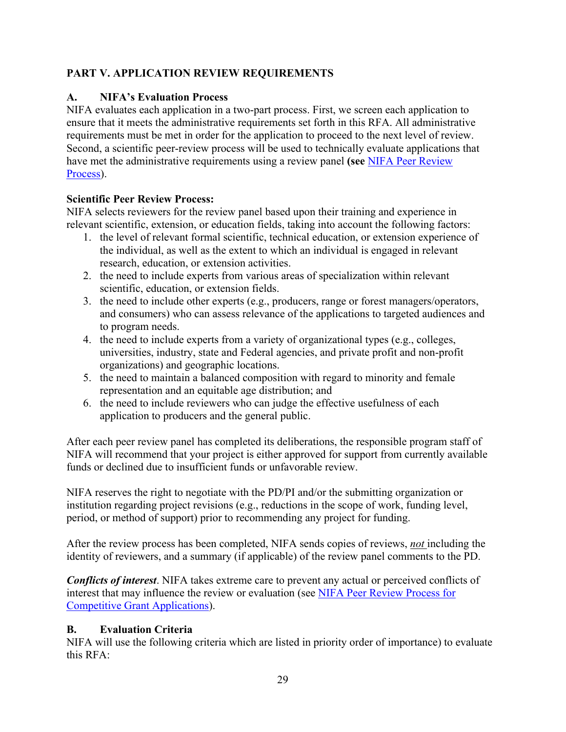## PART V. APPLICATION REVIEW REQUIREMENTS

### A. NIFA's Evaluation Process

NIFA evaluates each application in a two-part process. First, we screen each application to ensure that it meets the administrative requirements set forth in this RFA. All administrative requirements must be met in order for the application to proceed to the next level of review. Second, a scientific peer-review process will be used to technically evaluate applications that have met the administrative requirements using a review panel **(see** NIFA Peer Review Process).

**Scientific Peer Review Process:**

NIFA selects reviewers for the review panel based upon their training and experience in relevant scientific, extension, or education fields, taking into account the following factors:

1. the level of relevant formal scientific, technical education, or extension experience of the individual, as well as the extent to which an individual is engaged in relevant research, education, or extension activities.
2. the need to include experts from various areas of specialization within relevant scientific, education, or extension fields.
3. the need to include other experts (e.g., producers, range or forest managers/operators, and consumers) who can assess relevance of the applications to targeted audiences and to program needs.
4. the need to include experts from a variety of organizational types (e.g., colleges, universities, industry, state and Federal agencies, and private profit and non-profit organizations) and geographic locations.
5. the need to maintain a balanced composition with regard to minority and female representation and an equitable age distribution; and
6. the need to include reviewers who can judge the effective usefulness of each application to producers and the general public.

After each peer review panel has completed its deliberations, the responsible program staff of NIFA will recommend that your project is either approved for support from currently available funds or declined due to insufficient funds or unfavorable review.

NIFA reserves the right to negotiate with the PD/PI and/or the submitting organization or institution regarding project revisions (e.g., reductions in the scope of work, funding level, period, or method of support) prior to recommending any project for funding.

After the review process has been completed, NIFA sends copies of reviews, ***not*** including the identity of reviewers, and a summary (if applicable) of the review panel comments to the PD.

***Conflicts of interest***. NIFA takes extreme care to prevent any actual or perceived conflicts of interest that may influence the review or evaluation (see NIFA Peer Review Process for Competitive Grant Applications).

### B. Evaluation Criteria

NIFA will use the following criteria which are listed in priority order of importance) to evaluate this RFA: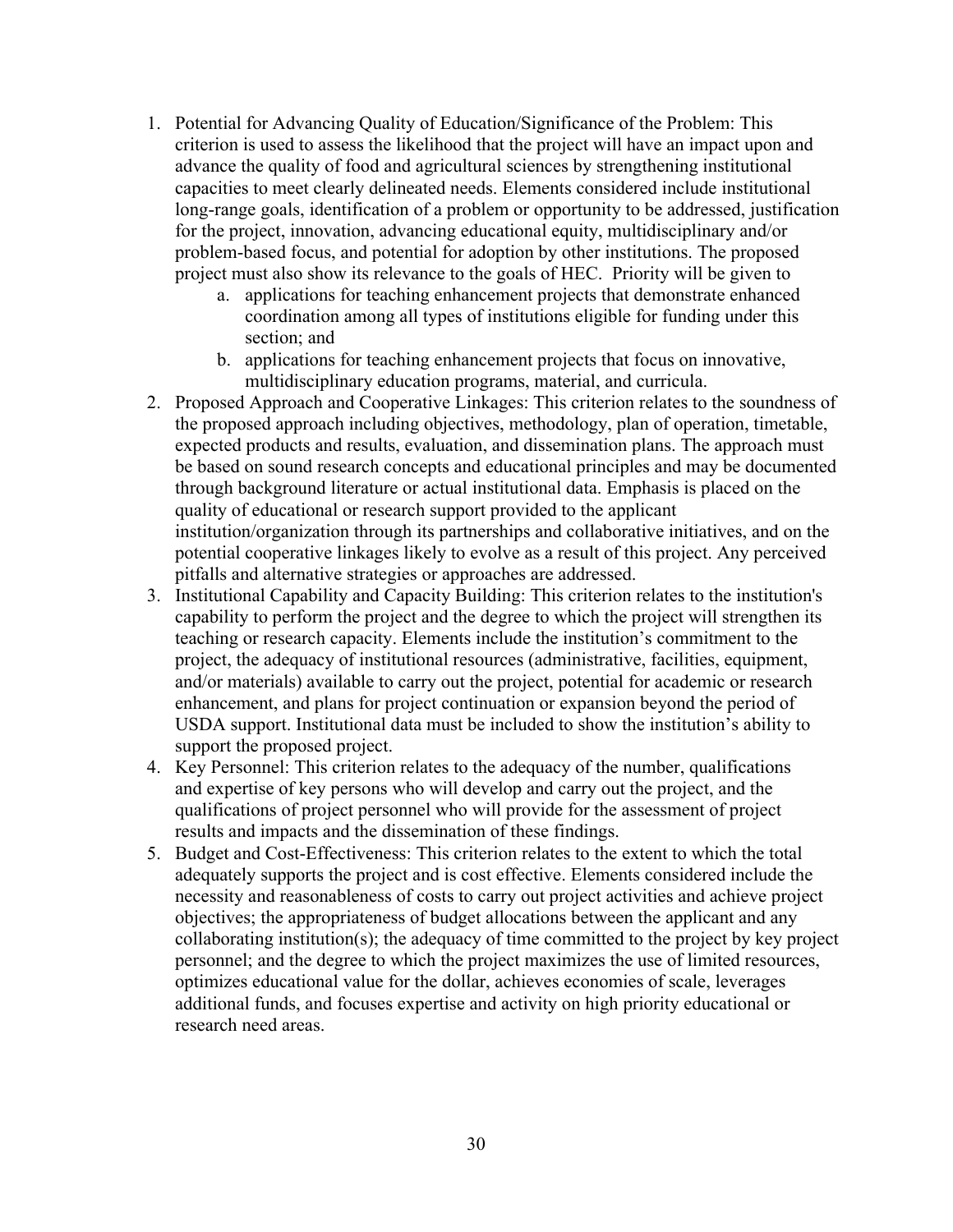1. Potential for Advancing Quality of Education/Significance of the Problem: This criterion is used to assess the likelihood that the project will have an impact upon and advance the quality of food and agricultural sciences by strengthening institutional capacities to meet clearly delineated needs. Elements considered include institutional long-range goals, identification of a problem or opportunity to be addressed, justification for the project, innovation, advancing educational equity, multidisciplinary and/or problem-based focus, and potential for adoption by other institutions. The proposed project must also show its relevance to the goals of HEC. Priority will be given to
    a. applications for teaching enhancement projects that demonstrate enhanced coordination among all types of institutions eligible for funding under this section; and
    b. applications for teaching enhancement projects that focus on innovative, multidisciplinary education programs, material, and curricula.
2. Proposed Approach and Cooperative Linkages: This criterion relates to the soundness of the proposed approach including objectives, methodology, plan of operation, timetable, expected products and results, evaluation, and dissemination plans. The approach must be based on sound research concepts and educational principles and may be documented through background literature or actual institutional data. Emphasis is placed on the quality of educational or research support provided to the applicant institution/organization through its partnerships and collaborative initiatives, and on the potential cooperative linkages likely to evolve as a result of this project. Any perceived pitfalls and alternative strategies or approaches are addressed.
3. Institutional Capability and Capacity Building: This criterion relates to the institution's capability to perform the project and the degree to which the project will strengthen its teaching or research capacity. Elements include the institution's commitment to the project, the adequacy of institutional resources (administrative, facilities, equipment, and/or materials) available to carry out the project, potential for academic or research enhancement, and plans for project continuation or expansion beyond the period of USDA support. Institutional data must be included to show the institution's ability to support the proposed project.
4. Key Personnel: This criterion relates to the adequacy of the number, qualifications and expertise of key persons who will develop and carry out the project, and the qualifications of project personnel who will provide for the assessment of project results and impacts and the dissemination of these findings.
5. Budget and Cost-Effectiveness: This criterion relates to the extent to which the total adequately supports the project and is cost effective. Elements considered include the necessity and reasonableness of costs to carry out project activities and achieve project objectives; the appropriateness of budget allocations between the applicant and any collaborating institution(s); the adequacy of time committed to the project by key project personnel; and the degree to which the project maximizes the use of limited resources, optimizes educational value for the dollar, achieves economies of scale, leverages additional funds, and focuses expertise and activity on high priority educational or research need areas.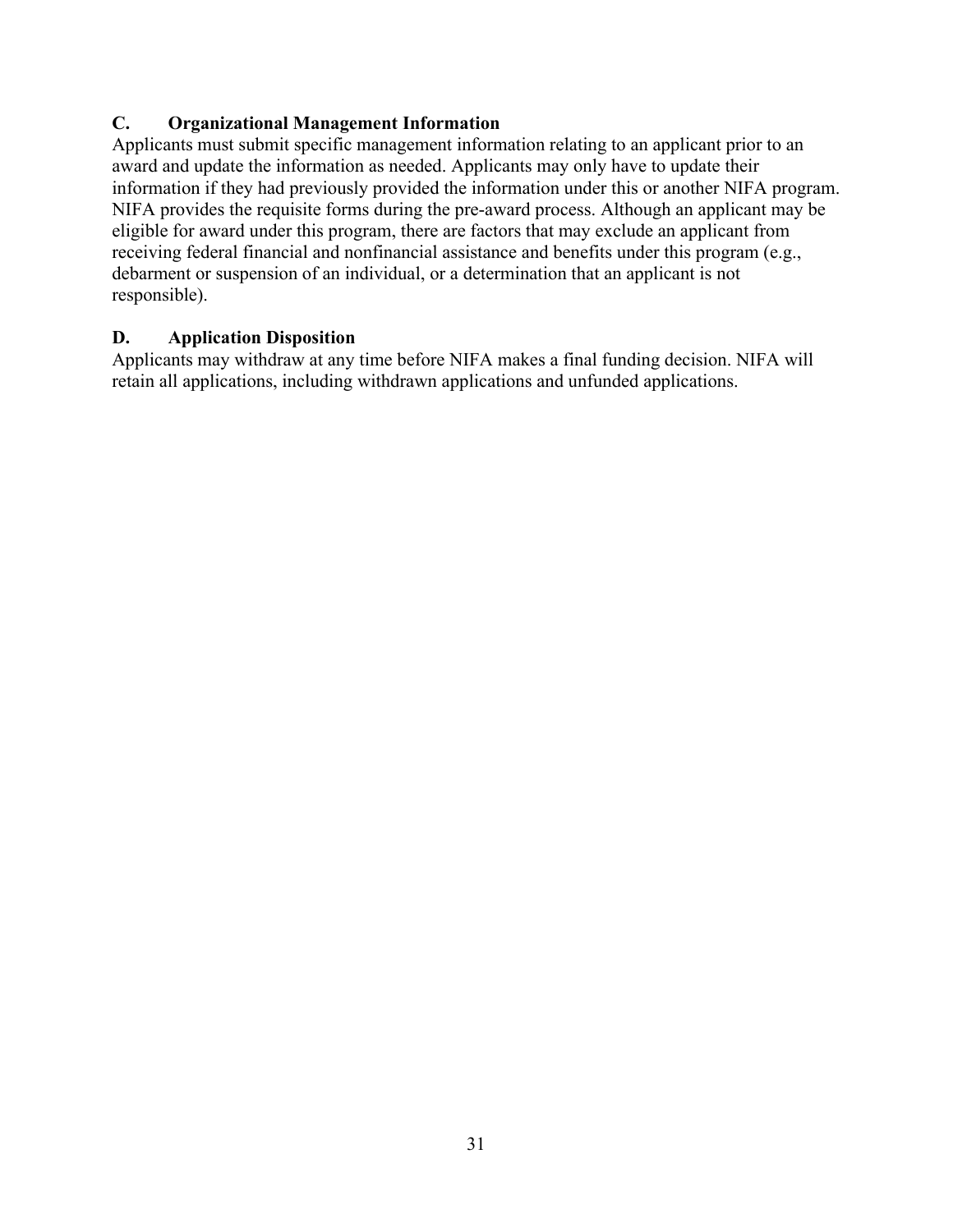### C. Organizational Management Information

Applicants must submit specific management information relating to an applicant prior to an award and update the information as needed. Applicants may only have to update their information if they had previously provided the information under this or another NIFA program. NIFA provides the requisite forms during the pre-award process. Although an applicant may be eligible for award under this program, there are factors that may exclude an applicant from receiving federal financial and nonfinancial assistance and benefits under this program (e.g., debarment or suspension of an individual, or a determination that an applicant is not responsible).

### D. Application Disposition

Applicants may withdraw at any time before NIFA makes a final funding decision. NIFA will retain all applications, including withdrawn applications and unfunded applications.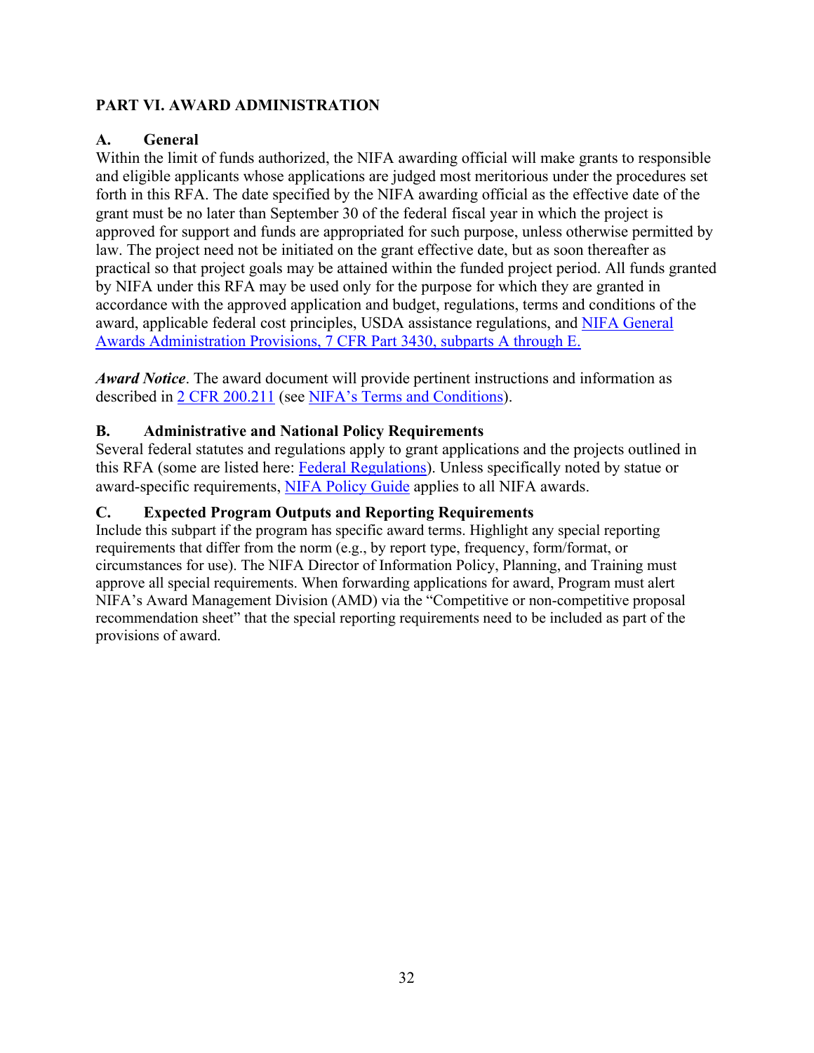## PART VI. AWARD ADMINISTRATION

### A. General

Within the limit of funds authorized, the NIFA awarding official will make grants to responsible and eligible applicants whose applications are judged most meritorious under the procedures set forth in this RFA. The date specified by the NIFA awarding official as the effective date of the grant must be no later than September 30 of the federal fiscal year in which the project is approved for support and funds are appropriated for such purpose, unless otherwise permitted by law. The project need not be initiated on the grant effective date, but as soon thereafter as practical so that project goals may be attained within the funded project period. All funds granted by NIFA under this RFA may be used only for the purpose for which they are granted in accordance with the approved application and budget, regulations, terms and conditions of the award, applicable federal cost principles, USDA assistance regulations, and NIFA General Awards Administration Provisions, 7 CFR Part 3430, subparts A through E.

***Award Notice***. The award document will provide pertinent instructions and information as described in 2 CFR 200.211 (see NIFA's Terms and Conditions).

### B. Administrative and National Policy Requirements

Several federal statutes and regulations apply to grant applications and the projects outlined in this RFA (some are listed here: Federal Regulations). Unless specifically noted by statue or award-specific requirements, NIFA Policy Guide applies to all NIFA awards.

### C. Expected Program Outputs and Reporting Requirements

Include this subpart if the program has specific award terms. Highlight any special reporting requirements that differ from the norm (e.g., by report type, frequency, form/format, or circumstances for use). The NIFA Director of Information Policy, Planning, and Training must approve all special requirements. When forwarding applications for award, Program must alert NIFA's Award Management Division (AMD) via the "Competitive or non-competitive proposal recommendation sheet" that the special reporting requirements need to be included as part of the provisions of award.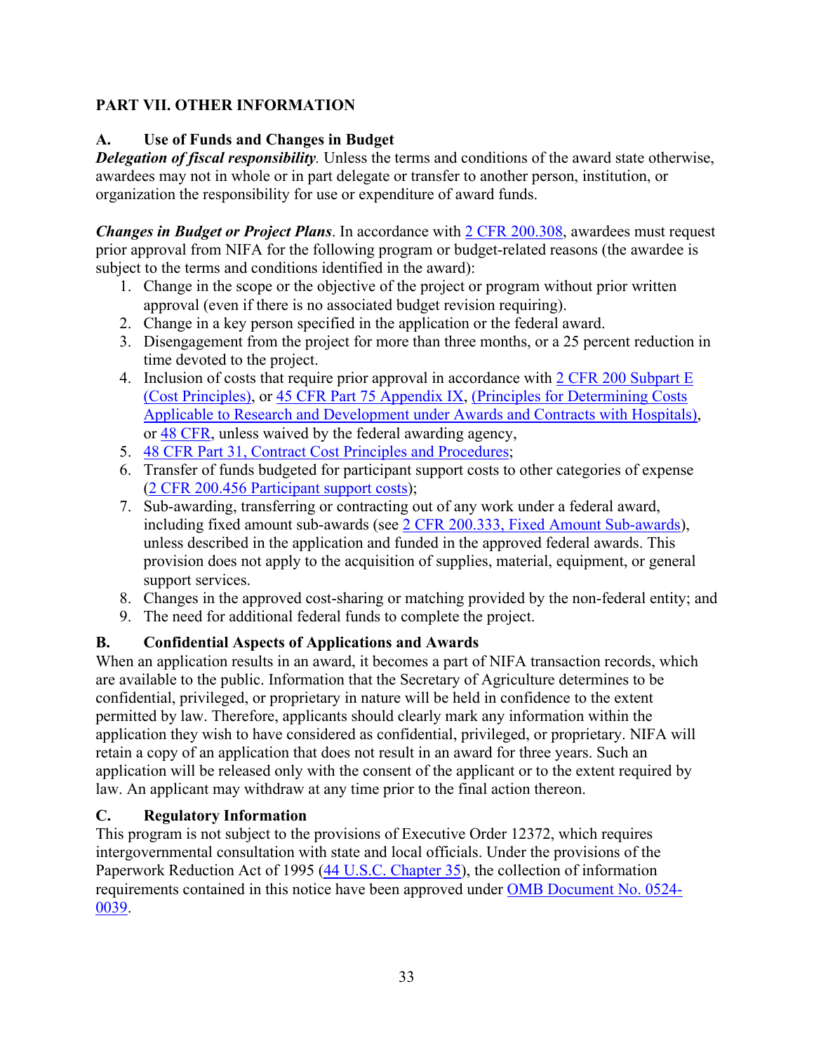## PART VII. OTHER INFORMATION

### A. Use of Funds and Changes in Budget

***Delegation of fiscal responsibility***. Unless the terms and conditions of the award state otherwise, awardees may not in whole or in part delegate or transfer to another person, institution, or organization the responsibility for use or expenditure of award funds.

***Changes in Budget or Project Plans***. In accordance with 2 CFR 200.308, awardees must request prior approval from NIFA for the following program or budget-related reasons (the awardee is subject to the terms and conditions identified in the award):

1. Change in the scope or the objective of the project or program without prior written approval (even if there is no associated budget revision requiring).
2. Change in a key person specified in the application or the federal award.
3. Disengagement from the project for more than three months, or a 25 percent reduction in time devoted to the project.
4. Inclusion of costs that require prior approval in accordance with 2 CFR 200 Subpart E (Cost Principles), or 45 CFR Part 75 Appendix IX, (Principles for Determining Costs Applicable to Research and Development under Awards and Contracts with Hospitals), or 48 CFR, unless waived by the federal awarding agency,
5. 48 CFR Part 31, Contract Cost Principles and Procedures;
6. Transfer of funds budgeted for participant support costs to other categories of expense (2 CFR 200.456 Participant support costs);
7. Sub-awarding, transferring or contracting out of any work under a federal award, including fixed amount sub-awards (see 2 CFR 200.333, Fixed Amount Sub-awards), unless described in the application and funded in the approved federal awards. This provision does not apply to the acquisition of supplies, material, equipment, or general support services.
8. Changes in the approved cost-sharing or matching provided by the non-federal entity; and
9. The need for additional federal funds to complete the project.

### B. Confidential Aspects of Applications and Awards

When an application results in an award, it becomes a part of NIFA transaction records, which are available to the public. Information that the Secretary of Agriculture determines to be confidential, privileged, or proprietary in nature will be held in confidence to the extent permitted by law. Therefore, applicants should clearly mark any information within the application they wish to have considered as confidential, privileged, or proprietary. NIFA will retain a copy of an application that does not result in an award for three years. Such an application will be released only with the consent of the applicant or to the extent required by law. An applicant may withdraw at any time prior to the final action thereon.

### C. Regulatory Information

This program is not subject to the provisions of Executive Order 12372, which requires intergovernmental consultation with state and local officials. Under the provisions of the Paperwork Reduction Act of 1995 (44 U.S.C. Chapter 35), the collection of information requirements contained in this notice have been approved under OMB Document No. 0524-0039.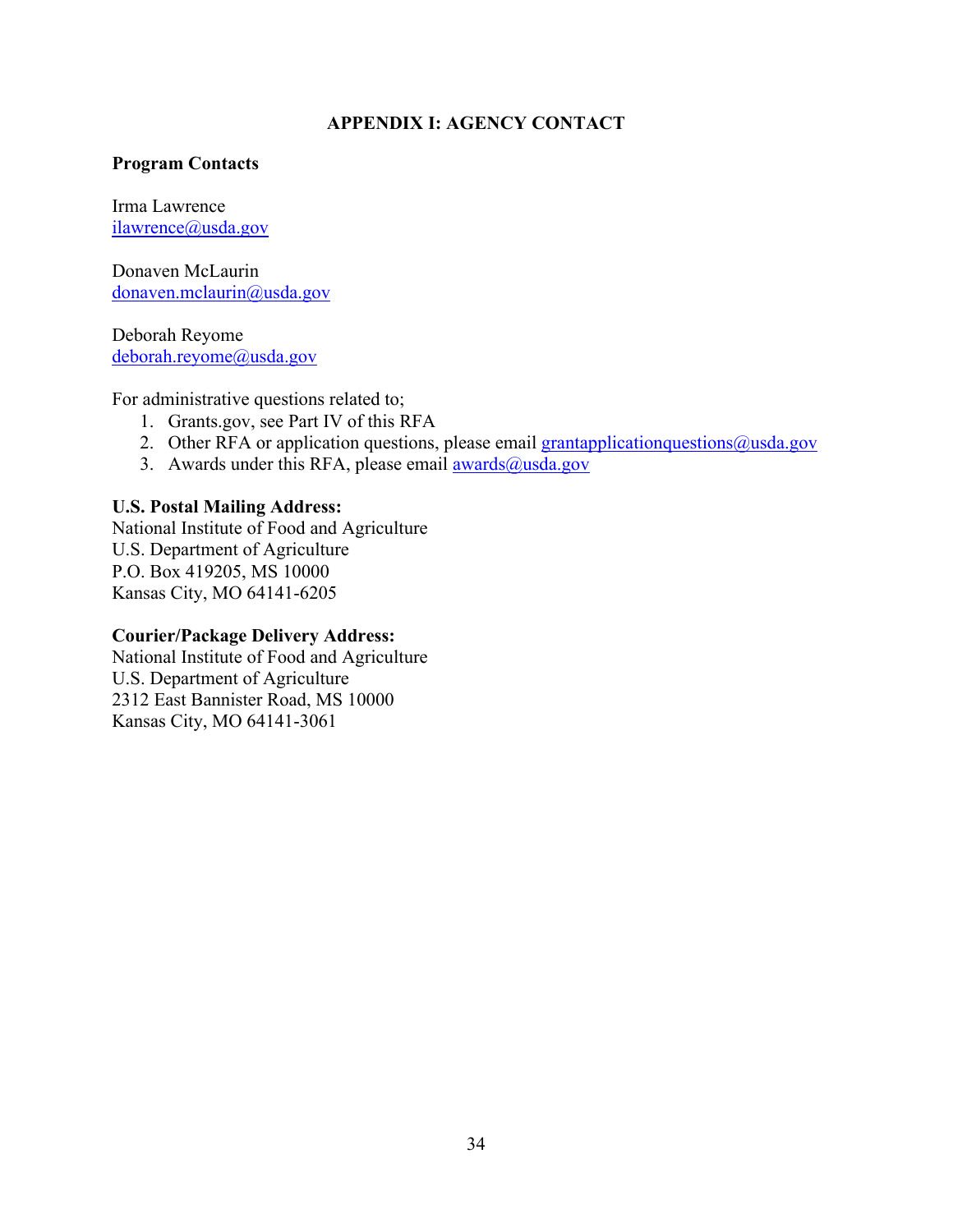# APPENDIX I: AGENCY CONTACT

**Program Contacts**

Irma Lawrence
ilawrence@usda.gov

Donaven McLaurin
donaven.mclaurin@usda.gov

Deborah Reyome
deborah.reyome@usda.gov

For administrative questions related to;

1. Grants.gov, see Part IV of this RFA
2. Other RFA or application questions, please email grantapplicationquestions@usda.gov
3. Awards under this RFA, please email awards@usda.gov

**U.S. Postal Mailing Address:**
National Institute of Food and Agriculture
U.S. Department of Agriculture
P.O. Box 419205, MS 10000
Kansas City, MO 64141-6205

**Courier/Package Delivery Address:**
National Institute of Food and Agriculture
U.S. Department of Agriculture
2312 East Bannister Road, MS 10000
Kansas City, MO 64141-3061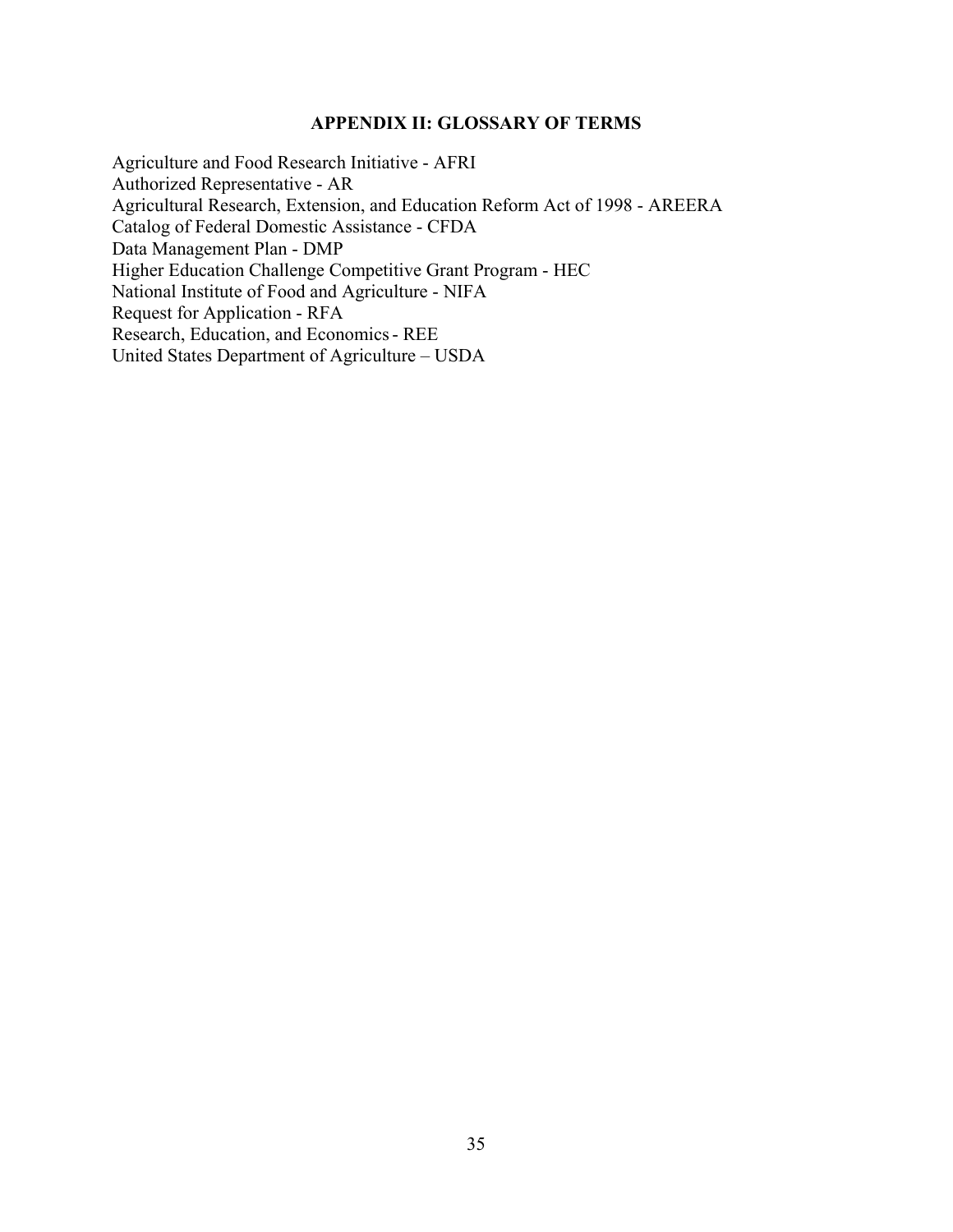## APPENDIX II: GLOSSARY OF TERMS

Agriculture and Food Research Initiative - AFRI
Authorized Representative - AR
Agricultural Research, Extension, and Education Reform Act of 1998 - AREERA
Catalog of Federal Domestic Assistance - CFDA
Data Management Plan - DMP
Higher Education Challenge Competitive Grant Program - HEC
National Institute of Food and Agriculture - NIFA
Request for Application - RFA
Research, Education, and Economics - REE
United States Department of Agriculture – USDA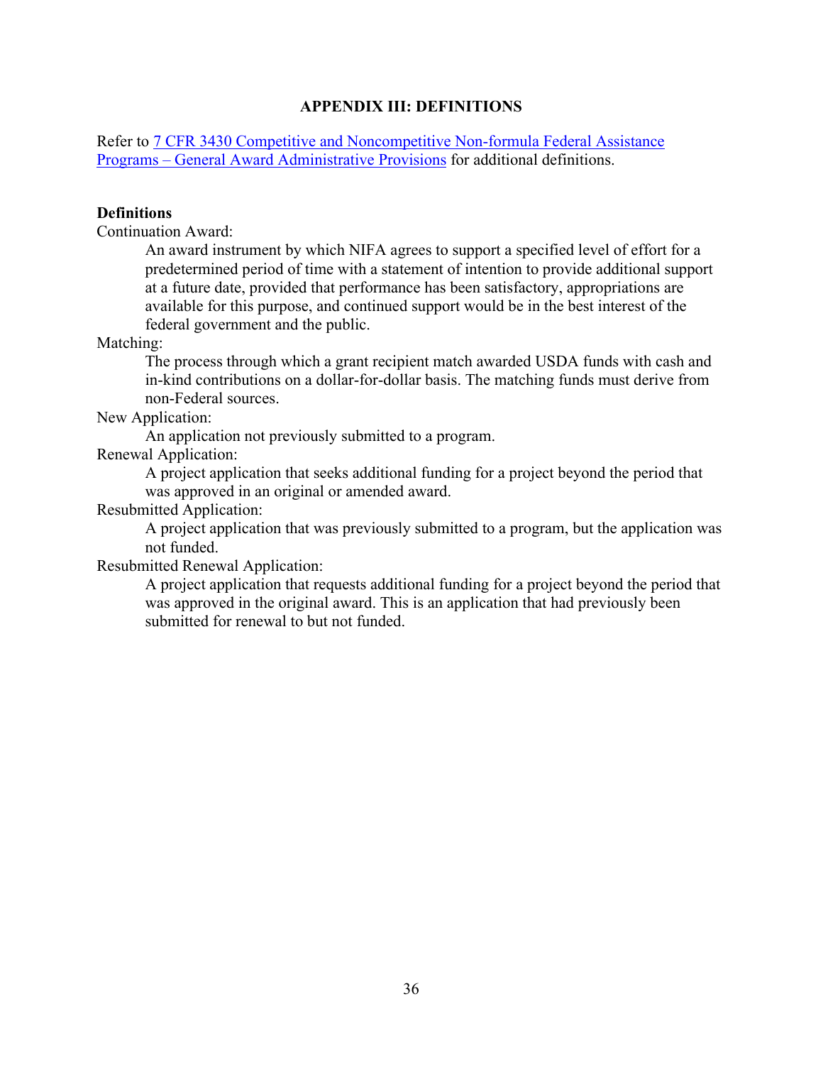## APPENDIX III: DEFINITIONS

Refer to [7 CFR 3430 Competitive and Noncompetitive Non-formula Federal Assistance Programs – General Award Administrative Provisions]() for additional definitions.

**Definitions**

Continuation Award:

> An award instrument by which NIFA agrees to support a specified level of effort for a predetermined period of time with a statement of intention to provide additional support at a future date, provided that performance has been satisfactory, appropriations are available for this purpose, and continued support would be in the best interest of the federal government and the public.

Matching:

> The process through which a grant recipient match awarded USDA funds with cash and in-kind contributions on a dollar-for-dollar basis. The matching funds must derive from non-Federal sources.

New Application:

> An application not previously submitted to a program.

Renewal Application:

> A project application that seeks additional funding for a project beyond the period that was approved in an original or amended award.

Resubmitted Application:

> A project application that was previously submitted to a program, but the application was not funded.

Resubmitted Renewal Application:

> A project application that requests additional funding for a project beyond the period that was approved in the original award. This is an application that had previously been submitted for renewal to but not funded.